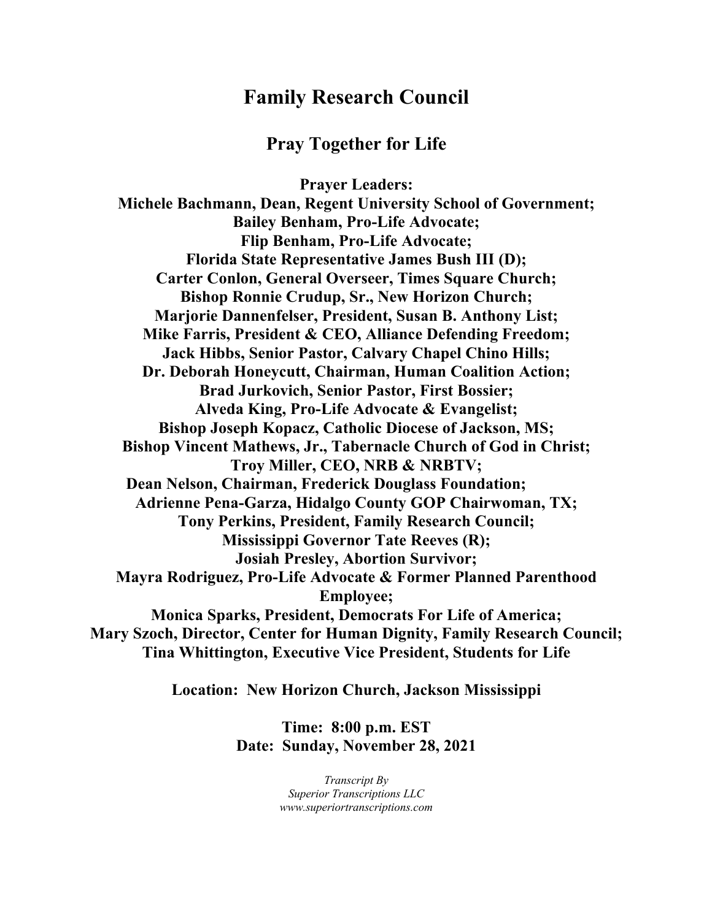# Family Research Council

## Pray Together for Life

**Prayer Leaders:**
**Michele Bachmann, Dean, Regent University School of Government;**
**Bailey Benham, Pro-Life Advocate;**
**Flip Benham, Pro-Life Advocate;**
**Florida State Representative James Bush III (D);**
**Carter Conlon, General Overseer, Times Square Church;**
**Bishop Ronnie Crudup, Sr., New Horizon Church;**
**Marjorie Dannenfelser, President, Susan B. Anthony List;**
**Mike Farris, President & CEO, Alliance Defending Freedom;**
**Jack Hibbs, Senior Pastor, Calvary Chapel Chino Hills;**
**Dr. Deborah Honeycutt, Chairman, Human Coalition Action;**
**Brad Jurkovich, Senior Pastor, First Bossier;**
**Alveda King, Pro-Life Advocate & Evangelist;**
**Bishop Joseph Kopacz, Catholic Diocese of Jackson, MS;**
**Bishop Vincent Mathews, Jr., Tabernacle Church of God in Christ;**
**Troy Miller, CEO, NRB & NRBTV;**
**Dean Nelson, Chairman, Frederick Douglass Foundation;**
**Adrienne Pena-Garza, Hidalgo County GOP Chairwoman, TX;**
**Tony Perkins, President, Family Research Council;**
**Mississippi Governor Tate Reeves (R);**
**Josiah Presley, Abortion Survivor;**
**Mayra Rodriguez, Pro-Life Advocate & Former Planned Parenthood Employee;**
**Monica Sparks, President, Democrats For Life of America;**
**Mary Szoch, Director, Center for Human Dignity, Family Research Council;**
**Tina Whittington, Executive Vice President, Students for Life**

**Location: New Horizon Church, Jackson Mississippi**

**Time: 8:00 p.m. EST**
**Date: Sunday, November 28, 2021**

*Transcript By*
*Superior Transcriptions LLC*
*www.superiortranscriptions.com*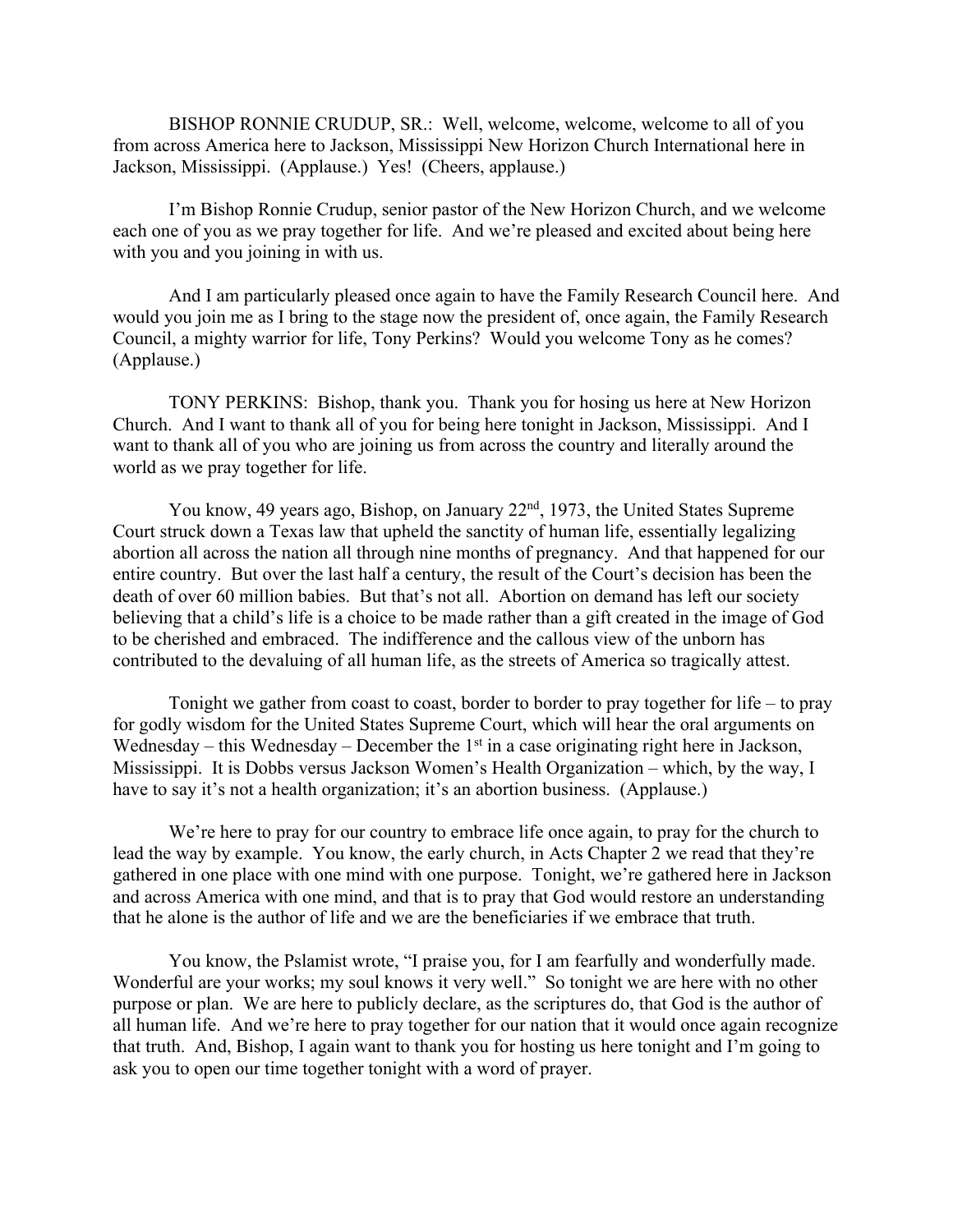BISHOP RONNIE CRUDUP, SR.: Well, welcome, welcome, welcome to all of you from across America here to Jackson, Mississippi New Horizon Church International here in Jackson, Mississippi. (Applause.) Yes! (Cheers, applause.)

I'm Bishop Ronnie Crudup, senior pastor of the New Horizon Church, and we welcome each one of you as we pray together for life. And we're pleased and excited about being here with you and you joining in with us.

And I am particularly pleased once again to have the Family Research Council here. And would you join me as I bring to the stage now the president of, once again, the Family Research Council, a mighty warrior for life, Tony Perkins? Would you welcome Tony as he comes? (Applause.)

TONY PERKINS: Bishop, thank you. Thank you for hosing us here at New Horizon Church. And I want to thank all of you for being here tonight in Jackson, Mississippi. And I want to thank all of you who are joining us from across the country and literally around the world as we pray together for life.

You know, 49 years ago, Bishop, on January 22nd, 1973, the United States Supreme Court struck down a Texas law that upheld the sanctity of human life, essentially legalizing abortion all across the nation all through nine months of pregnancy. And that happened for our entire country. But over the last half a century, the result of the Court's decision has been the death of over 60 million babies. But that's not all. Abortion on demand has left our society believing that a child's life is a choice to be made rather than a gift created in the image of God to be cherished and embraced. The indifference and the callous view of the unborn has contributed to the devaluing of all human life, as the streets of America so tragically attest.

Tonight we gather from coast to coast, border to border to pray together for life – to pray for godly wisdom for the United States Supreme Court, which will hear the oral arguments on Wednesday – this Wednesday – December the 1st in a case originating right here in Jackson, Mississippi. It is Dobbs versus Jackson Women's Health Organization – which, by the way, I have to say it's not a health organization; it's an abortion business. (Applause.)

We're here to pray for our country to embrace life once again, to pray for the church to lead the way by example. You know, the early church, in Acts Chapter 2 we read that they're gathered in one place with one mind with one purpose. Tonight, we're gathered here in Jackson and across America with one mind, and that is to pray that God would restore an understanding that he alone is the author of life and we are the beneficiaries if we embrace that truth.

You know, the Pslamist wrote, "I praise you, for I am fearfully and wonderfully made. Wonderful are your works; my soul knows it very well." So tonight we are here with no other purpose or plan. We are here to publicly declare, as the scriptures do, that God is the author of all human life. And we're here to pray together for our nation that it would once again recognize that truth. And, Bishop, I again want to thank you for hosting us here tonight and I'm going to ask you to open our time together tonight with a word of prayer.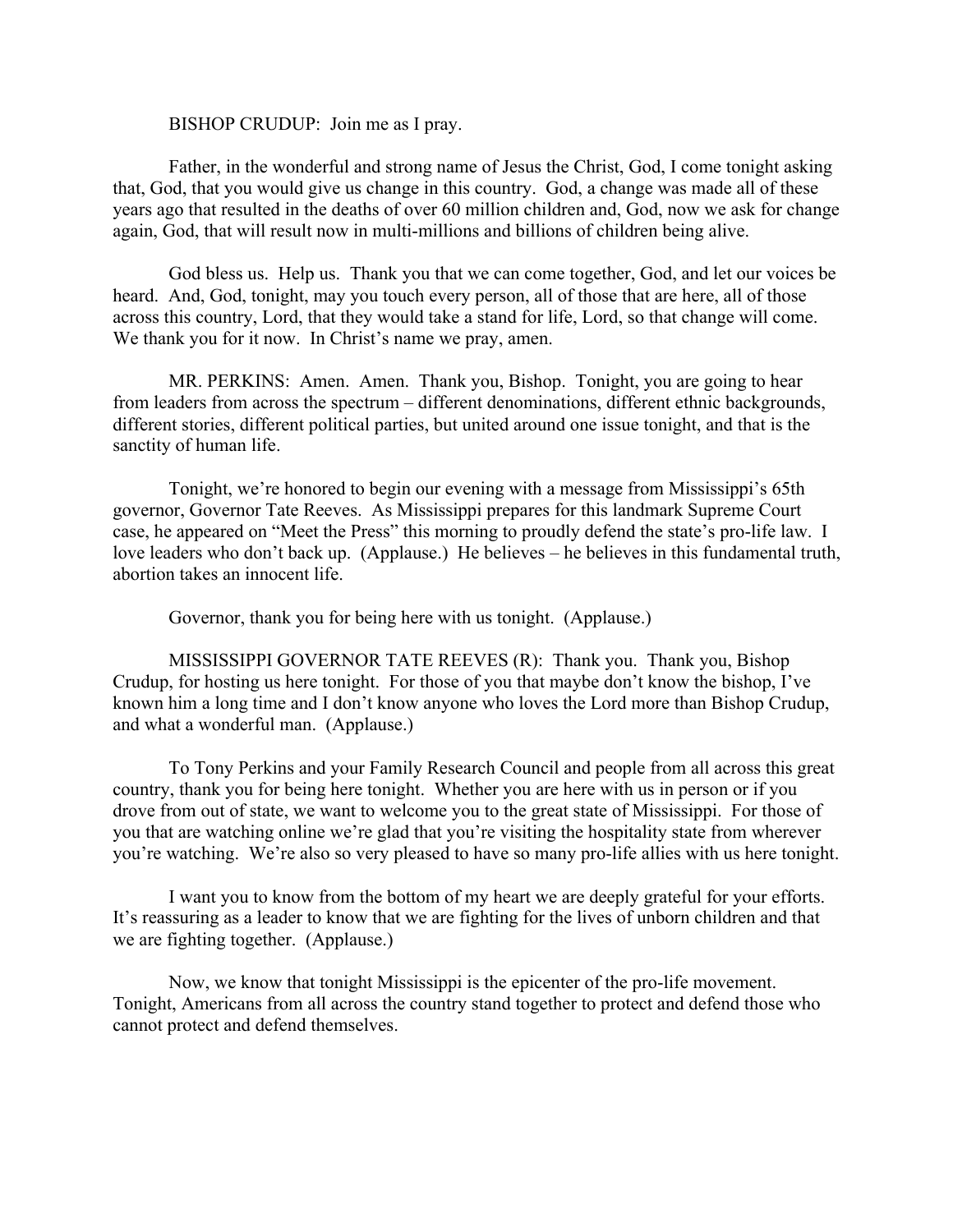BISHOP CRUDUP: Join me as I pray.

Father, in the wonderful and strong name of Jesus the Christ, God, I come tonight asking that, God, that you would give us change in this country. God, a change was made all of these years ago that resulted in the deaths of over 60 million children and, God, now we ask for change again, God, that will result now in multi-millions and billions of children being alive.

God bless us. Help us. Thank you that we can come together, God, and let our voices be heard. And, God, tonight, may you touch every person, all of those that are here, all of those across this country, Lord, that they would take a stand for life, Lord, so that change will come. We thank you for it now. In Christ's name we pray, amen.

MR. PERKINS: Amen. Amen. Thank you, Bishop. Tonight, you are going to hear from leaders from across the spectrum – different denominations, different ethnic backgrounds, different stories, different political parties, but united around one issue tonight, and that is the sanctity of human life.

Tonight, we're honored to begin our evening with a message from Mississippi's 65th governor, Governor Tate Reeves. As Mississippi prepares for this landmark Supreme Court case, he appeared on "Meet the Press" this morning to proudly defend the state's pro-life law. I love leaders who don't back up. (Applause.) He believes – he believes in this fundamental truth, abortion takes an innocent life.

Governor, thank you for being here with us tonight. (Applause.)

MISSISSIPPI GOVERNOR TATE REEVES (R): Thank you. Thank you, Bishop Crudup, for hosting us here tonight. For those of you that maybe don't know the bishop, I've known him a long time and I don't know anyone who loves the Lord more than Bishop Crudup, and what a wonderful man. (Applause.)

To Tony Perkins and your Family Research Council and people from all across this great country, thank you for being here tonight. Whether you are here with us in person or if you drove from out of state, we want to welcome you to the great state of Mississippi. For those of you that are watching online we're glad that you're visiting the hospitality state from wherever you're watching. We're also so very pleased to have so many pro-life allies with us here tonight.

I want you to know from the bottom of my heart we are deeply grateful for your efforts. It's reassuring as a leader to know that we are fighting for the lives of unborn children and that we are fighting together. (Applause.)

Now, we know that tonight Mississippi is the epicenter of the pro-life movement. Tonight, Americans from all across the country stand together to protect and defend those who cannot protect and defend themselves.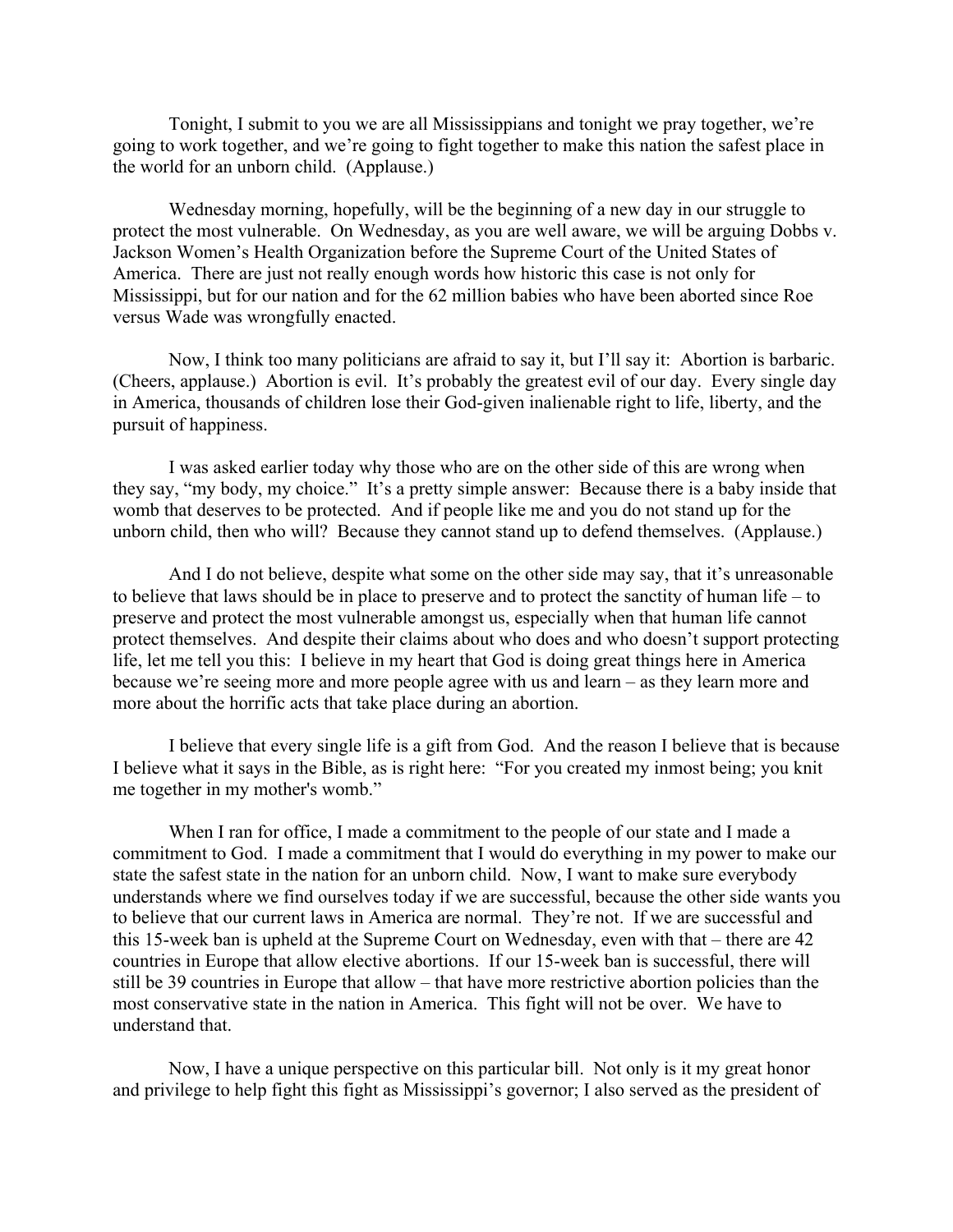Tonight, I submit to you we are all Mississippians and tonight we pray together, we're going to work together, and we're going to fight together to make this nation the safest place in the world for an unborn child. (Applause.)

Wednesday morning, hopefully, will be the beginning of a new day in our struggle to protect the most vulnerable. On Wednesday, as you are well aware, we will be arguing Dobbs v. Jackson Women's Health Organization before the Supreme Court of the United States of America. There are just not really enough words how historic this case is not only for Mississippi, but for our nation and for the 62 million babies who have been aborted since Roe versus Wade was wrongfully enacted.

Now, I think too many politicians are afraid to say it, but I'll say it: Abortion is barbaric. (Cheers, applause.) Abortion is evil. It's probably the greatest evil of our day. Every single day in America, thousands of children lose their God-given inalienable right to life, liberty, and the pursuit of happiness.

I was asked earlier today why those who are on the other side of this are wrong when they say, "my body, my choice." It's a pretty simple answer: Because there is a baby inside that womb that deserves to be protected. And if people like me and you do not stand up for the unborn child, then who will? Because they cannot stand up to defend themselves. (Applause.)

And I do not believe, despite what some on the other side may say, that it's unreasonable to believe that laws should be in place to preserve and to protect the sanctity of human life – to preserve and protect the most vulnerable amongst us, especially when that human life cannot protect themselves. And despite their claims about who does and who doesn't support protecting life, let me tell you this: I believe in my heart that God is doing great things here in America because we're seeing more and more people agree with us and learn – as they learn more and more about the horrific acts that take place during an abortion.

I believe that every single life is a gift from God. And the reason I believe that is because I believe what it says in the Bible, as is right here: "For you created my inmost being; you knit me together in my mother's womb."

When I ran for office, I made a commitment to the people of our state and I made a commitment to God. I made a commitment that I would do everything in my power to make our state the safest state in the nation for an unborn child. Now, I want to make sure everybody understands where we find ourselves today if we are successful, because the other side wants you to believe that our current laws in America are normal. They're not. If we are successful and this 15-week ban is upheld at the Supreme Court on Wednesday, even with that – there are 42 countries in Europe that allow elective abortions. If our 15-week ban is successful, there will still be 39 countries in Europe that allow – that have more restrictive abortion policies than the most conservative state in the nation in America. This fight will not be over. We have to understand that.

Now, I have a unique perspective on this particular bill. Not only is it my great honor and privilege to help fight this fight as Mississippi's governor; I also served as the president of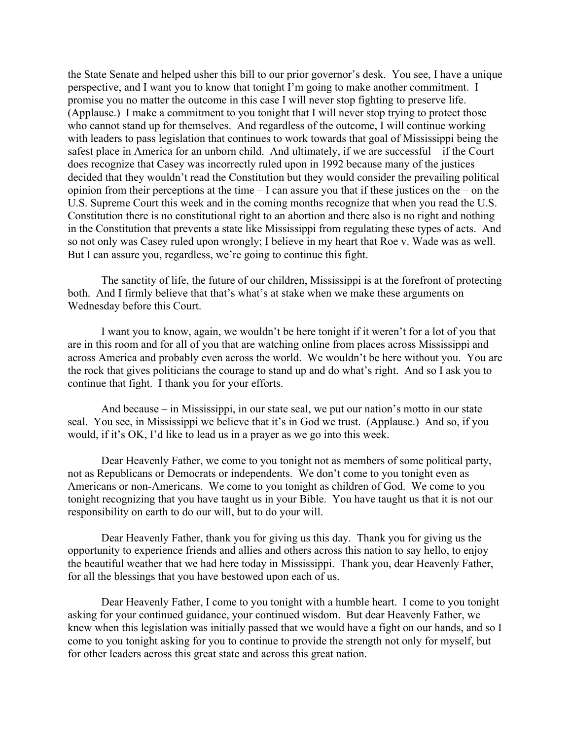the State Senate and helped usher this bill to our prior governor's desk. You see, I have a unique perspective, and I want you to know that tonight I'm going to make another commitment. I promise you no matter the outcome in this case I will never stop fighting to preserve life. (Applause.) I make a commitment to you tonight that I will never stop trying to protect those who cannot stand up for themselves. And regardless of the outcome, I will continue working with leaders to pass legislation that continues to work towards that goal of Mississippi being the safest place in America for an unborn child. And ultimately, if we are successful – if the Court does recognize that Casey was incorrectly ruled upon in 1992 because many of the justices decided that they wouldn't read the Constitution but they would consider the prevailing political opinion from their perceptions at the time – I can assure you that if these justices on the – on the U.S. Supreme Court this week and in the coming months recognize that when you read the U.S. Constitution there is no constitutional right to an abortion and there also is no right and nothing in the Constitution that prevents a state like Mississippi from regulating these types of acts. And so not only was Casey ruled upon wrongly; I believe in my heart that Roe v. Wade was as well. But I can assure you, regardless, we're going to continue this fight.

The sanctity of life, the future of our children, Mississippi is at the forefront of protecting both. And I firmly believe that that's what's at stake when we make these arguments on Wednesday before this Court.

I want you to know, again, we wouldn't be here tonight if it weren't for a lot of you that are in this room and for all of you that are watching online from places across Mississippi and across America and probably even across the world. We wouldn't be here without you. You are the rock that gives politicians the courage to stand up and do what's right. And so I ask you to continue that fight. I thank you for your efforts.

And because – in Mississippi, in our state seal, we put our nation's motto in our state seal. You see, in Mississippi we believe that it's in God we trust. (Applause.) And so, if you would, if it's OK, I'd like to lead us in a prayer as we go into this week.

Dear Heavenly Father, we come to you tonight not as members of some political party, not as Republicans or Democrats or independents. We don't come to you tonight even as Americans or non-Americans. We come to you tonight as children of God. We come to you tonight recognizing that you have taught us in your Bible. You have taught us that it is not our responsibility on earth to do our will, but to do your will.

Dear Heavenly Father, thank you for giving us this day. Thank you for giving us the opportunity to experience friends and allies and others across this nation to say hello, to enjoy the beautiful weather that we had here today in Mississippi. Thank you, dear Heavenly Father, for all the blessings that you have bestowed upon each of us.

Dear Heavenly Father, I come to you tonight with a humble heart. I come to you tonight asking for your continued guidance, your continued wisdom. But dear Heavenly Father, we knew when this legislation was initially passed that we would have a fight on our hands, and so I come to you tonight asking for you to continue to provide the strength not only for myself, but for other leaders across this great state and across this great nation.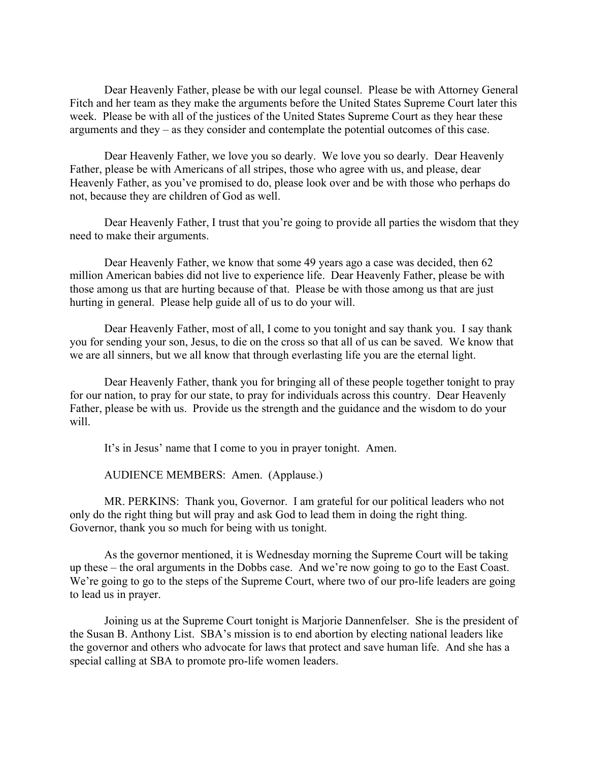Dear Heavenly Father, please be with our legal counsel. Please be with Attorney General Fitch and her team as they make the arguments before the United States Supreme Court later this week. Please be with all of the justices of the United States Supreme Court as they hear these arguments and they – as they consider and contemplate the potential outcomes of this case.

Dear Heavenly Father, we love you so dearly. We love you so dearly. Dear Heavenly Father, please be with Americans of all stripes, those who agree with us, and please, dear Heavenly Father, as you've promised to do, please look over and be with those who perhaps do not, because they are children of God as well.

Dear Heavenly Father, I trust that you're going to provide all parties the wisdom that they need to make their arguments.

Dear Heavenly Father, we know that some 49 years ago a case was decided, then 62 million American babies did not live to experience life. Dear Heavenly Father, please be with those among us that are hurting because of that. Please be with those among us that are just hurting in general. Please help guide all of us to do your will.

Dear Heavenly Father, most of all, I come to you tonight and say thank you. I say thank you for sending your son, Jesus, to die on the cross so that all of us can be saved. We know that we are all sinners, but we all know that through everlasting life you are the eternal light.

Dear Heavenly Father, thank you for bringing all of these people together tonight to pray for our nation, to pray for our state, to pray for individuals across this country. Dear Heavenly Father, please be with us. Provide us the strength and the guidance and the wisdom to do your will.

It's in Jesus' name that I come to you in prayer tonight. Amen.

AUDIENCE MEMBERS: Amen. (Applause.)

MR. PERKINS: Thank you, Governor. I am grateful for our political leaders who not only do the right thing but will pray and ask God to lead them in doing the right thing. Governor, thank you so much for being with us tonight.

As the governor mentioned, it is Wednesday morning the Supreme Court will be taking up these – the oral arguments in the Dobbs case. And we're now going to go to the East Coast. We're going to go to the steps of the Supreme Court, where two of our pro-life leaders are going to lead us in prayer.

Joining us at the Supreme Court tonight is Marjorie Dannenfelser. She is the president of the Susan B. Anthony List. SBA's mission is to end abortion by electing national leaders like the governor and others who advocate for laws that protect and save human life. And she has a special calling at SBA to promote pro-life women leaders.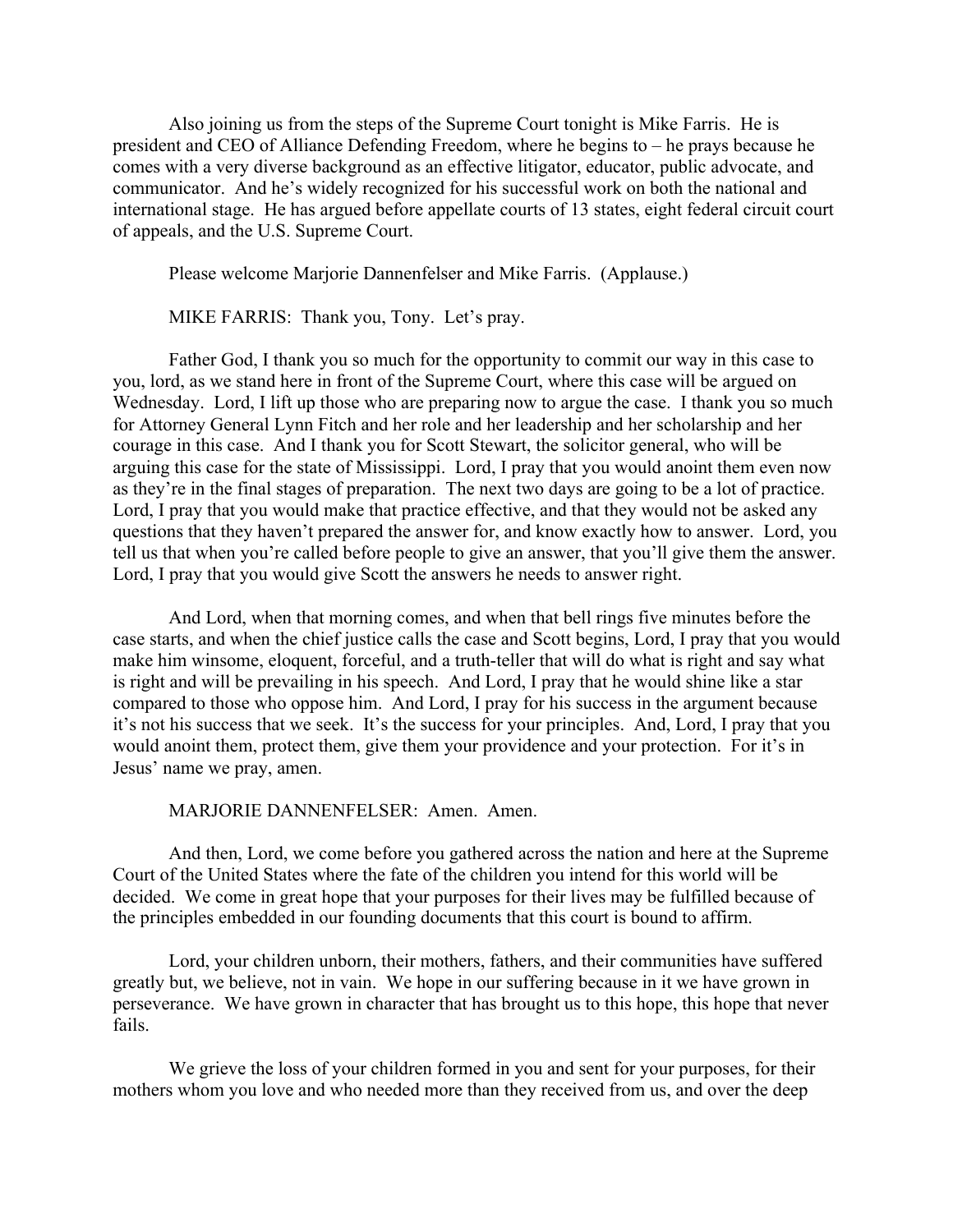Also joining us from the steps of the Supreme Court tonight is Mike Farris. He is president and CEO of Alliance Defending Freedom, where he begins to – he prays because he comes with a very diverse background as an effective litigator, educator, public advocate, and communicator. And he's widely recognized for his successful work on both the national and international stage. He has argued before appellate courts of 13 states, eight federal circuit court of appeals, and the U.S. Supreme Court.

Please welcome Marjorie Dannenfelser and Mike Farris. (Applause.)

MIKE FARRIS: Thank you, Tony. Let's pray.

Father God, I thank you so much for the opportunity to commit our way in this case to you, lord, as we stand here in front of the Supreme Court, where this case will be argued on Wednesday. Lord, I lift up those who are preparing now to argue the case. I thank you so much for Attorney General Lynn Fitch and her role and her leadership and her scholarship and her courage in this case. And I thank you for Scott Stewart, the solicitor general, who will be arguing this case for the state of Mississippi. Lord, I pray that you would anoint them even now as they're in the final stages of preparation. The next two days are going to be a lot of practice. Lord, I pray that you would make that practice effective, and that they would not be asked any questions that they haven't prepared the answer for, and know exactly how to answer. Lord, you tell us that when you're called before people to give an answer, that you'll give them the answer. Lord, I pray that you would give Scott the answers he needs to answer right.

And Lord, when that morning comes, and when that bell rings five minutes before the case starts, and when the chief justice calls the case and Scott begins, Lord, I pray that you would make him winsome, eloquent, forceful, and a truth-teller that will do what is right and say what is right and will be prevailing in his speech. And Lord, I pray that he would shine like a star compared to those who oppose him. And Lord, I pray for his success in the argument because it's not his success that we seek. It's the success for your principles. And, Lord, I pray that you would anoint them, protect them, give them your providence and your protection. For it's in Jesus' name we pray, amen.

MARJORIE DANNENFELSER: Amen. Amen.

And then, Lord, we come before you gathered across the nation and here at the Supreme Court of the United States where the fate of the children you intend for this world will be decided. We come in great hope that your purposes for their lives may be fulfilled because of the principles embedded in our founding documents that this court is bound to affirm.

Lord, your children unborn, their mothers, fathers, and their communities have suffered greatly but, we believe, not in vain. We hope in our suffering because in it we have grown in perseverance. We have grown in character that has brought us to this hope, this hope that never fails.

We grieve the loss of your children formed in you and sent for your purposes, for their mothers whom you love and who needed more than they received from us, and over the deep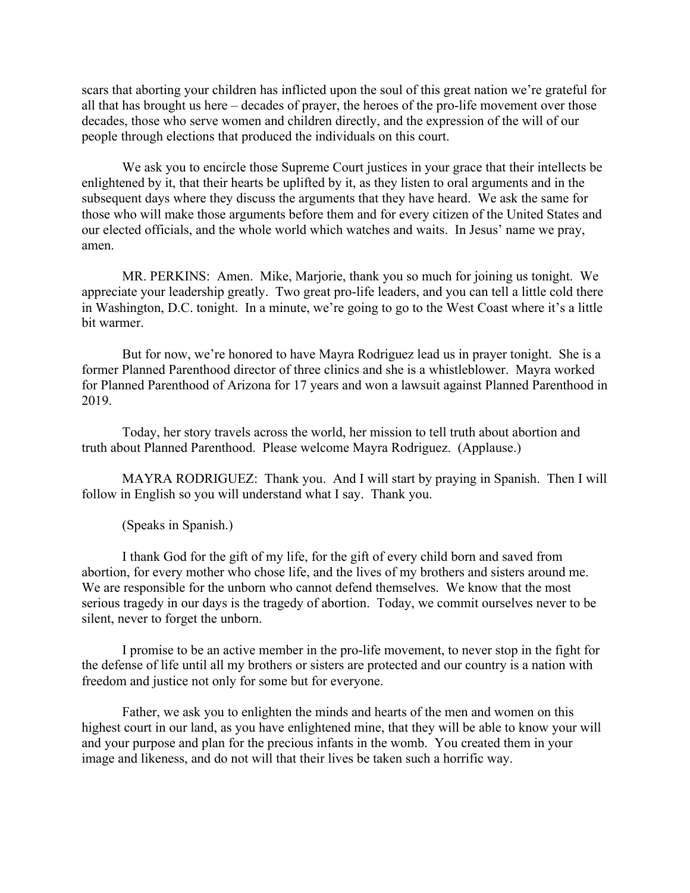scars that aborting your children has inflicted upon the soul of this great nation we're grateful for all that has brought us here – decades of prayer, the heroes of the pro-life movement over those decades, those who serve women and children directly, and the expression of the will of our people through elections that produced the individuals on this court.

We ask you to encircle those Supreme Court justices in your grace that their intellects be enlightened by it, that their hearts be uplifted by it, as they listen to oral arguments and in the subsequent days where they discuss the arguments that they have heard. We ask the same for those who will make those arguments before them and for every citizen of the United States and our elected officials, and the whole world which watches and waits. In Jesus' name we pray, amen.

MR. PERKINS: Amen. Mike, Marjorie, thank you so much for joining us tonight. We appreciate your leadership greatly. Two great pro-life leaders, and you can tell a little cold there in Washington, D.C. tonight. In a minute, we're going to go to the West Coast where it's a little bit warmer.

But for now, we're honored to have Mayra Rodriguez lead us in prayer tonight. She is a former Planned Parenthood director of three clinics and she is a whistleblower. Mayra worked for Planned Parenthood of Arizona for 17 years and won a lawsuit against Planned Parenthood in 2019.

Today, her story travels across the world, her mission to tell truth about abortion and truth about Planned Parenthood. Please welcome Mayra Rodriguez. (Applause.)

MAYRA RODRIGUEZ: Thank you. And I will start by praying in Spanish. Then I will follow in English so you will understand what I say. Thank you.

(Speaks in Spanish.)

I thank God for the gift of my life, for the gift of every child born and saved from abortion, for every mother who chose life, and the lives of my brothers and sisters around me. We are responsible for the unborn who cannot defend themselves. We know that the most serious tragedy in our days is the tragedy of abortion. Today, we commit ourselves never to be silent, never to forget the unborn.

I promise to be an active member in the pro-life movement, to never stop in the fight for the defense of life until all my brothers or sisters are protected and our country is a nation with freedom and justice not only for some but for everyone.

Father, we ask you to enlighten the minds and hearts of the men and women on this highest court in our land, as you have enlightened mine, that they will be able to know your will and your purpose and plan for the precious infants in the womb. You created them in your image and likeness, and do not will that their lives be taken such a horrific way.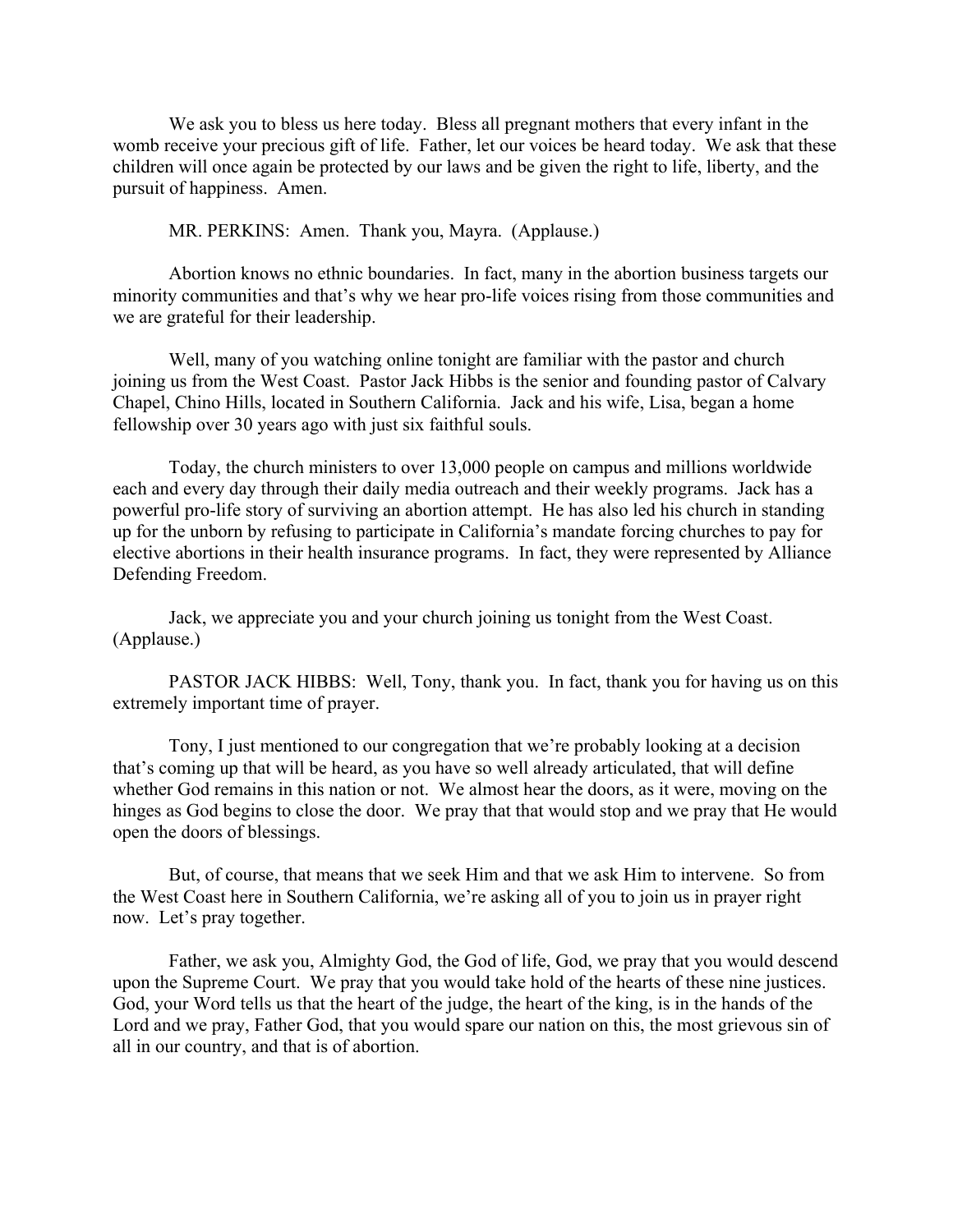We ask you to bless us here today. Bless all pregnant mothers that every infant in the womb receive your precious gift of life. Father, let our voices be heard today. We ask that these children will once again be protected by our laws and be given the right to life, liberty, and the pursuit of happiness. Amen.

MR. PERKINS: Amen. Thank you, Mayra. (Applause.)

Abortion knows no ethnic boundaries. In fact, many in the abortion business targets our minority communities and that's why we hear pro-life voices rising from those communities and we are grateful for their leadership.

Well, many of you watching online tonight are familiar with the pastor and church joining us from the West Coast. Pastor Jack Hibbs is the senior and founding pastor of Calvary Chapel, Chino Hills, located in Southern California. Jack and his wife, Lisa, began a home fellowship over 30 years ago with just six faithful souls.

Today, the church ministers to over 13,000 people on campus and millions worldwide each and every day through their daily media outreach and their weekly programs. Jack has a powerful pro-life story of surviving an abortion attempt. He has also led his church in standing up for the unborn by refusing to participate in California's mandate forcing churches to pay for elective abortions in their health insurance programs. In fact, they were represented by Alliance Defending Freedom.

Jack, we appreciate you and your church joining us tonight from the West Coast. (Applause.)

PASTOR JACK HIBBS: Well, Tony, thank you. In fact, thank you for having us on this extremely important time of prayer.

Tony, I just mentioned to our congregation that we're probably looking at a decision that's coming up that will be heard, as you have so well already articulated, that will define whether God remains in this nation or not. We almost hear the doors, as it were, moving on the hinges as God begins to close the door. We pray that that would stop and we pray that He would open the doors of blessings.

But, of course, that means that we seek Him and that we ask Him to intervene. So from the West Coast here in Southern California, we're asking all of you to join us in prayer right now. Let's pray together.

Father, we ask you, Almighty God, the God of life, God, we pray that you would descend upon the Supreme Court. We pray that you would take hold of the hearts of these nine justices. God, your Word tells us that the heart of the judge, the heart of the king, is in the hands of the Lord and we pray, Father God, that you would spare our nation on this, the most grievous sin of all in our country, and that is of abortion.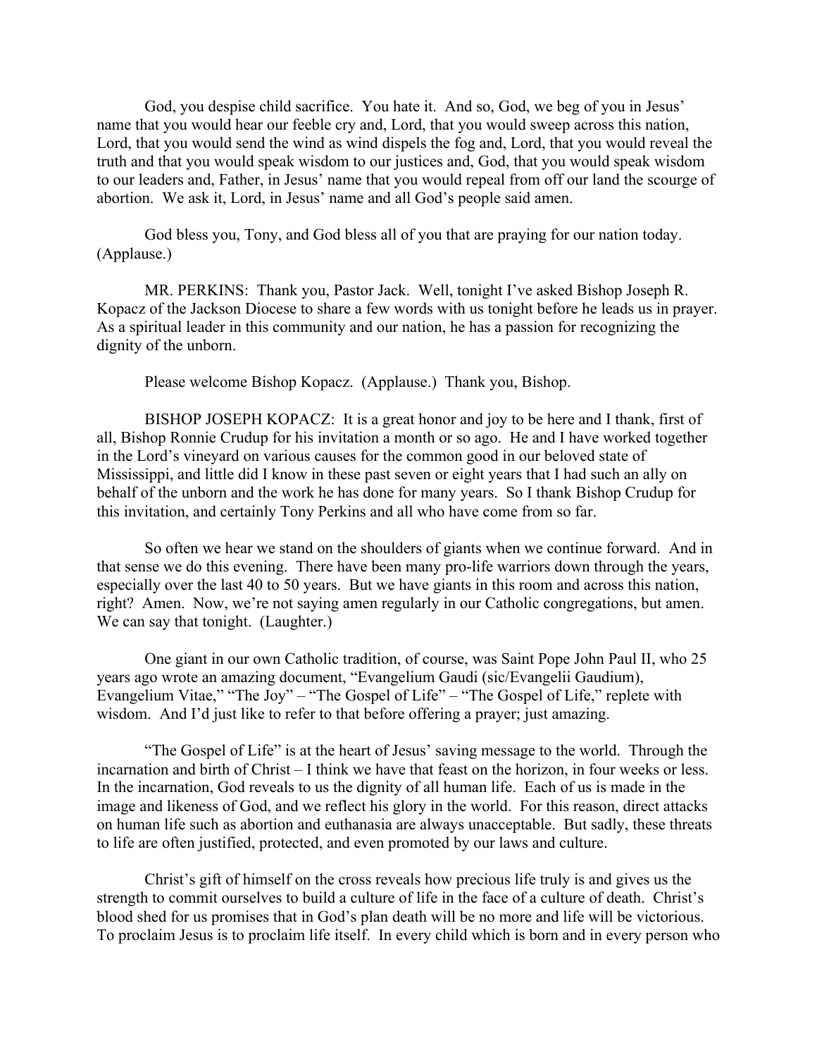God, you despise child sacrifice. You hate it. And so, God, we beg of you in Jesus' name that you would hear our feeble cry and, Lord, that you would sweep across this nation, Lord, that you would send the wind as wind dispels the fog and, Lord, that you would reveal the truth and that you would speak wisdom to our justices and, God, that you would speak wisdom to our leaders and, Father, in Jesus' name that you would repeal from off our land the scourge of abortion. We ask it, Lord, in Jesus' name and all God's people said amen.

God bless you, Tony, and God bless all of you that are praying for our nation today. (Applause.)

MR. PERKINS: Thank you, Pastor Jack. Well, tonight I've asked Bishop Joseph R. Kopacz of the Jackson Diocese to share a few words with us tonight before he leads us in prayer. As a spiritual leader in this community and our nation, he has a passion for recognizing the dignity of the unborn.

Please welcome Bishop Kopacz. (Applause.) Thank you, Bishop.

BISHOP JOSEPH KOPACZ: It is a great honor and joy to be here and I thank, first of all, Bishop Ronnie Crudup for his invitation a month or so ago. He and I have worked together in the Lord's vineyard on various causes for the common good in our beloved state of Mississippi, and little did I know in these past seven or eight years that I had such an ally on behalf of the unborn and the work he has done for many years. So I thank Bishop Crudup for this invitation, and certainly Tony Perkins and all who have come from so far.

So often we hear we stand on the shoulders of giants when we continue forward. And in that sense we do this evening. There have been many pro-life warriors down through the years, especially over the last 40 to 50 years. But we have giants in this room and across this nation, right? Amen. Now, we're not saying amen regularly in our Catholic congregations, but amen. We can say that tonight. (Laughter.)

One giant in our own Catholic tradition, of course, was Saint Pope John Paul II, who 25 years ago wrote an amazing document, "Evangelium Gaudi (sic/Evangelii Gaudium), Evangelium Vitae," "The Joy" – "The Gospel of Life" – "The Gospel of Life," replete with wisdom. And I'd just like to refer to that before offering a prayer; just amazing.

"The Gospel of Life" is at the heart of Jesus' saving message to the world. Through the incarnation and birth of Christ – I think we have that feast on the horizon, in four weeks or less. In the incarnation, God reveals to us the dignity of all human life. Each of us is made in the image and likeness of God, and we reflect his glory in the world. For this reason, direct attacks on human life such as abortion and euthanasia are always unacceptable. But sadly, these threats to life are often justified, protected, and even promoted by our laws and culture.

Christ's gift of himself on the cross reveals how precious life truly is and gives us the strength to commit ourselves to build a culture of life in the face of a culture of death. Christ's blood shed for us promises that in God's plan death will be no more and life will be victorious. To proclaim Jesus is to proclaim life itself. In every child which is born and in every person who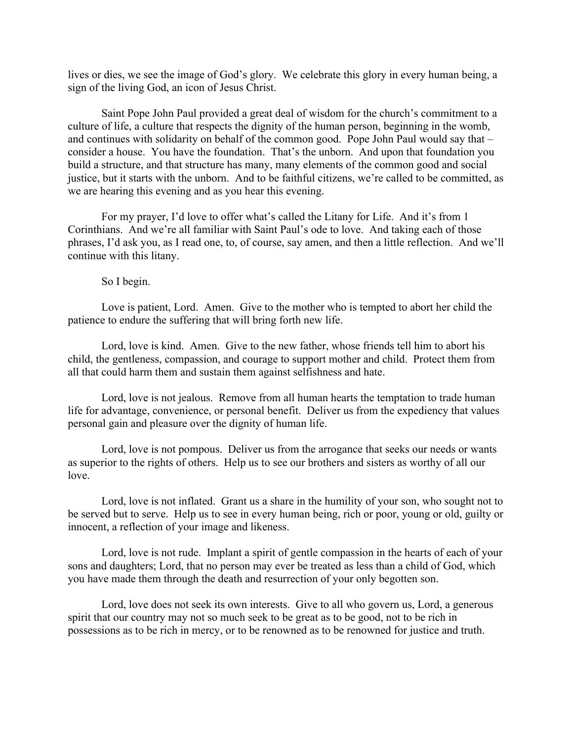lives or dies, we see the image of God's glory. We celebrate this glory in every human being, a sign of the living God, an icon of Jesus Christ.

Saint Pope John Paul provided a great deal of wisdom for the church's commitment to a culture of life, a culture that respects the dignity of the human person, beginning in the womb, and continues with solidarity on behalf of the common good. Pope John Paul would say that – consider a house. You have the foundation. That's the unborn. And upon that foundation you build a structure, and that structure has many, many elements of the common good and social justice, but it starts with the unborn. And to be faithful citizens, we're called to be committed, as we are hearing this evening and as you hear this evening.

For my prayer, I'd love to offer what's called the Litany for Life. And it's from 1 Corinthians. And we're all familiar with Saint Paul's ode to love. And taking each of those phrases, I'd ask you, as I read one, to, of course, say amen, and then a little reflection. And we'll continue with this litany.

So I begin.

Love is patient, Lord. Amen. Give to the mother who is tempted to abort her child the patience to endure the suffering that will bring forth new life.

Lord, love is kind. Amen. Give to the new father, whose friends tell him to abort his child, the gentleness, compassion, and courage to support mother and child. Protect them from all that could harm them and sustain them against selfishness and hate.

Lord, love is not jealous. Remove from all human hearts the temptation to trade human life for advantage, convenience, or personal benefit. Deliver us from the expediency that values personal gain and pleasure over the dignity of human life.

Lord, love is not pompous. Deliver us from the arrogance that seeks our needs or wants as superior to the rights of others. Help us to see our brothers and sisters as worthy of all our love.

Lord, love is not inflated. Grant us a share in the humility of your son, who sought not to be served but to serve. Help us to see in every human being, rich or poor, young or old, guilty or innocent, a reflection of your image and likeness.

Lord, love is not rude. Implant a spirit of gentle compassion in the hearts of each of your sons and daughters; Lord, that no person may ever be treated as less than a child of God, which you have made them through the death and resurrection of your only begotten son.

Lord, love does not seek its own interests. Give to all who govern us, Lord, a generous spirit that our country may not so much seek to be great as to be good, not to be rich in possessions as to be rich in mercy, or to be renowned as to be renowned for justice and truth.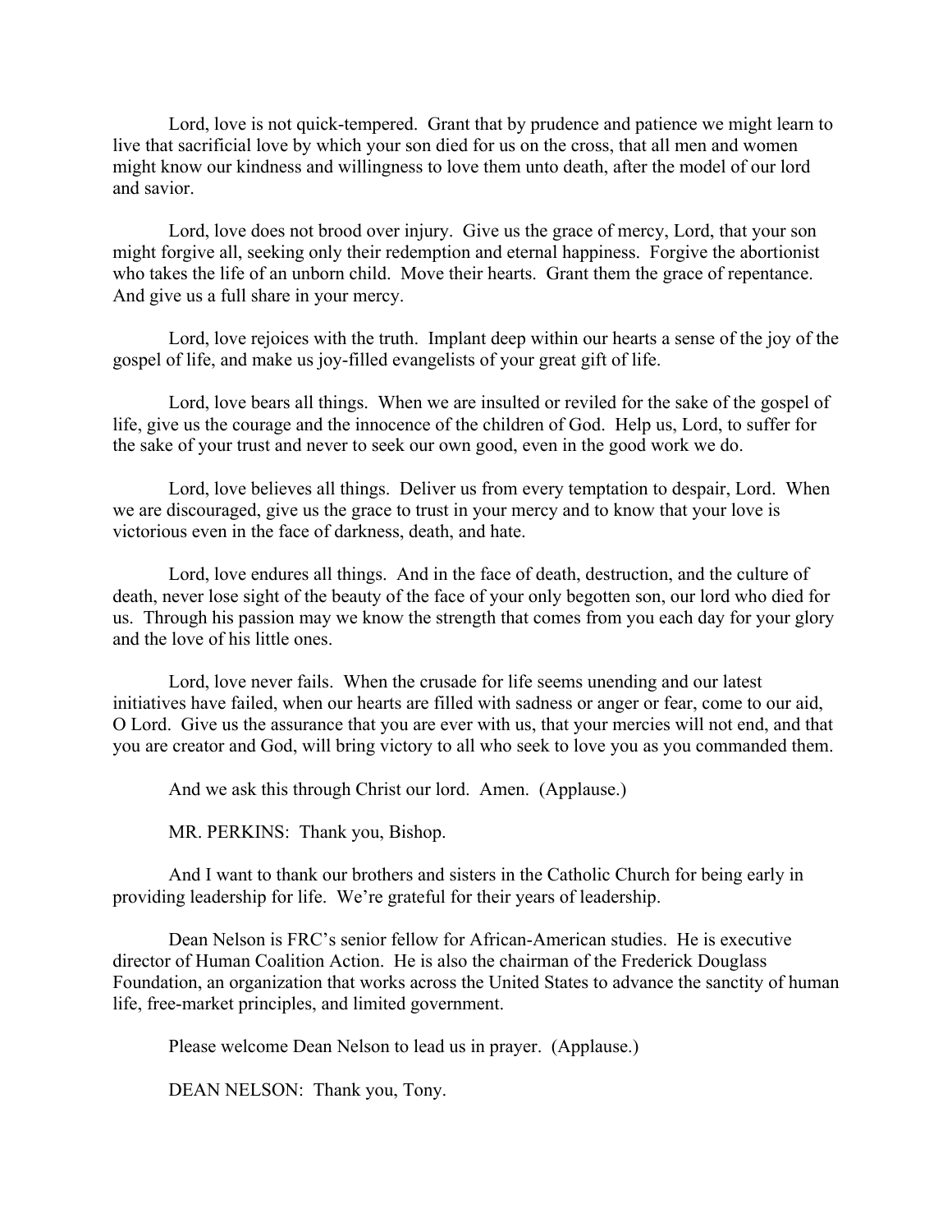Lord, love is not quick-tempered. Grant that by prudence and patience we might learn to live that sacrificial love by which your son died for us on the cross, that all men and women might know our kindness and willingness to love them unto death, after the model of our lord and savior.

Lord, love does not brood over injury. Give us the grace of mercy, Lord, that your son might forgive all, seeking only their redemption and eternal happiness. Forgive the abortionist who takes the life of an unborn child. Move their hearts. Grant them the grace of repentance. And give us a full share in your mercy.

Lord, love rejoices with the truth. Implant deep within our hearts a sense of the joy of the gospel of life, and make us joy-filled evangelists of your great gift of life.

Lord, love bears all things. When we are insulted or reviled for the sake of the gospel of life, give us the courage and the innocence of the children of God. Help us, Lord, to suffer for the sake of your trust and never to seek our own good, even in the good work we do.

Lord, love believes all things. Deliver us from every temptation to despair, Lord. When we are discouraged, give us the grace to trust in your mercy and to know that your love is victorious even in the face of darkness, death, and hate.

Lord, love endures all things. And in the face of death, destruction, and the culture of death, never lose sight of the beauty of the face of your only begotten son, our lord who died for us. Through his passion may we know the strength that comes from you each day for your glory and the love of his little ones.

Lord, love never fails. When the crusade for life seems unending and our latest initiatives have failed, when our hearts are filled with sadness or anger or fear, come to our aid, O Lord. Give us the assurance that you are ever with us, that your mercies will not end, and that you are creator and God, will bring victory to all who seek to love you as you commanded them.

And we ask this through Christ our lord. Amen. (Applause.)

MR. PERKINS: Thank you, Bishop.

And I want to thank our brothers and sisters in the Catholic Church for being early in providing leadership for life. We're grateful for their years of leadership.

Dean Nelson is FRC's senior fellow for African-American studies. He is executive director of Human Coalition Action. He is also the chairman of the Frederick Douglass Foundation, an organization that works across the United States to advance the sanctity of human life, free-market principles, and limited government.

Please welcome Dean Nelson to lead us in prayer. (Applause.)

DEAN NELSON: Thank you, Tony.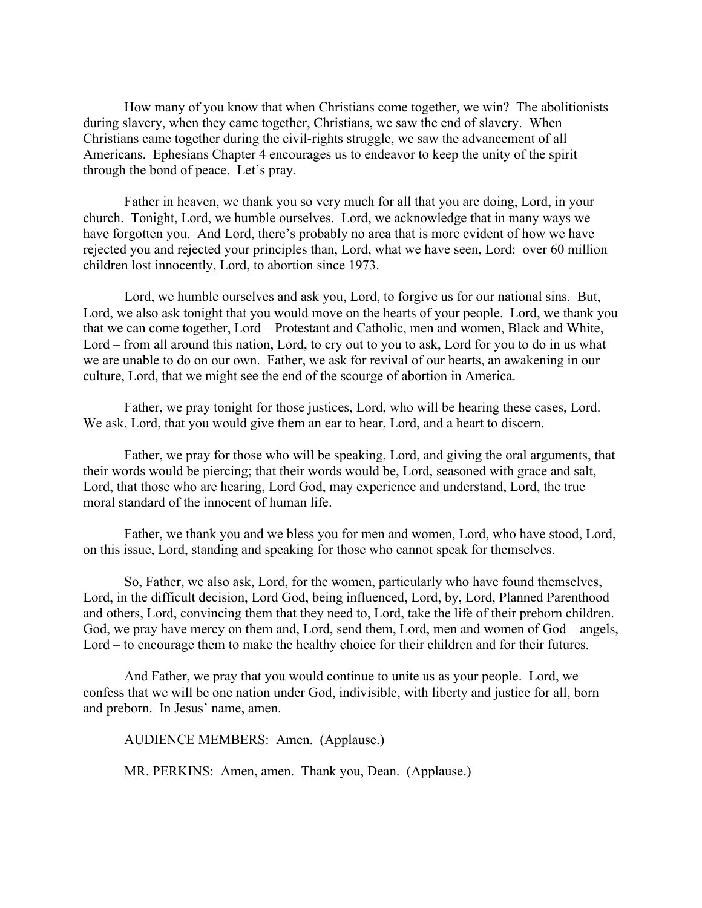How many of you know that when Christians come together, we win? The abolitionists during slavery, when they came together, Christians, we saw the end of slavery. When Christians came together during the civil-rights struggle, we saw the advancement of all Americans. Ephesians Chapter 4 encourages us to endeavor to keep the unity of the spirit through the bond of peace. Let's pray.

Father in heaven, we thank you so very much for all that you are doing, Lord, in your church. Tonight, Lord, we humble ourselves. Lord, we acknowledge that in many ways we have forgotten you. And Lord, there's probably no area that is more evident of how we have rejected you and rejected your principles than, Lord, what we have seen, Lord: over 60 million children lost innocently, Lord, to abortion since 1973.

Lord, we humble ourselves and ask you, Lord, to forgive us for our national sins. But, Lord, we also ask tonight that you would move on the hearts of your people. Lord, we thank you that we can come together, Lord – Protestant and Catholic, men and women, Black and White, Lord – from all around this nation, Lord, to cry out to you to ask, Lord for you to do in us what we are unable to do on our own. Father, we ask for revival of our hearts, an awakening in our culture, Lord, that we might see the end of the scourge of abortion in America.

Father, we pray tonight for those justices, Lord, who will be hearing these cases, Lord. We ask, Lord, that you would give them an ear to hear, Lord, and a heart to discern.

Father, we pray for those who will be speaking, Lord, and giving the oral arguments, that their words would be piercing; that their words would be, Lord, seasoned with grace and salt, Lord, that those who are hearing, Lord God, may experience and understand, Lord, the true moral standard of the innocent of human life.

Father, we thank you and we bless you for men and women, Lord, who have stood, Lord, on this issue, Lord, standing and speaking for those who cannot speak for themselves.

So, Father, we also ask, Lord, for the women, particularly who have found themselves, Lord, in the difficult decision, Lord God, being influenced, Lord, by, Lord, Planned Parenthood and others, Lord, convincing them that they need to, Lord, take the life of their preborn children. God, we pray have mercy on them and, Lord, send them, Lord, men and women of God – angels, Lord – to encourage them to make the healthy choice for their children and for their futures.

And Father, we pray that you would continue to unite us as your people. Lord, we confess that we will be one nation under God, indivisible, with liberty and justice for all, born and preborn. In Jesus' name, amen.

AUDIENCE MEMBERS: Amen. (Applause.)

MR. PERKINS: Amen, amen. Thank you, Dean. (Applause.)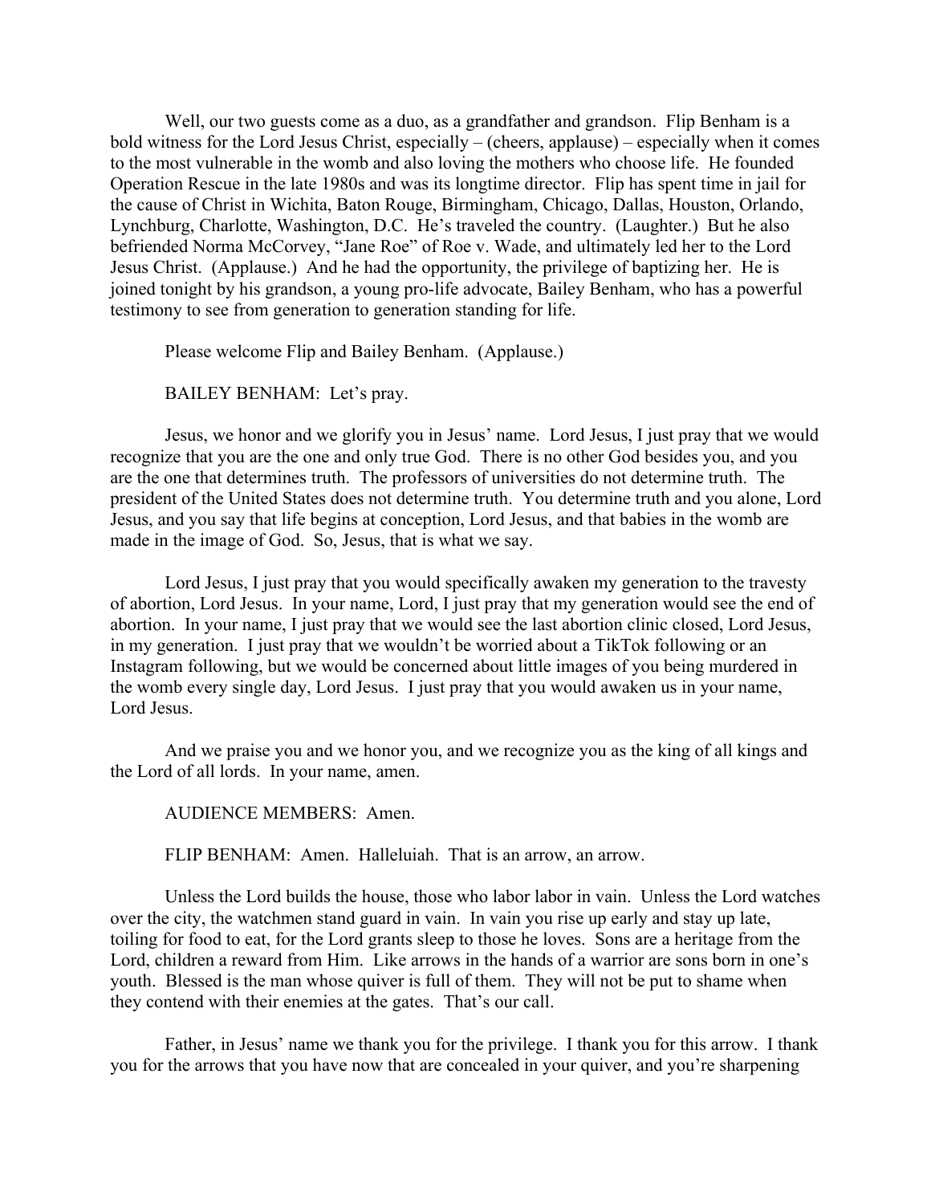Well, our two guests come as a duo, as a grandfather and grandson. Flip Benham is a bold witness for the Lord Jesus Christ, especially – (cheers, applause) – especially when it comes to the most vulnerable in the womb and also loving the mothers who choose life. He founded Operation Rescue in the late 1980s and was its longtime director. Flip has spent time in jail for the cause of Christ in Wichita, Baton Rouge, Birmingham, Chicago, Dallas, Houston, Orlando, Lynchburg, Charlotte, Washington, D.C. He's traveled the country. (Laughter.) But he also befriended Norma McCorvey, "Jane Roe" of Roe v. Wade, and ultimately led her to the Lord Jesus Christ. (Applause.) And he had the opportunity, the privilege of baptizing her. He is joined tonight by his grandson, a young pro-life advocate, Bailey Benham, who has a powerful testimony to see from generation to generation standing for life.

Please welcome Flip and Bailey Benham. (Applause.)

BAILEY BENHAM: Let's pray.

Jesus, we honor and we glorify you in Jesus' name. Lord Jesus, I just pray that we would recognize that you are the one and only true God. There is no other God besides you, and you are the one that determines truth. The professors of universities do not determine truth. The president of the United States does not determine truth. You determine truth and you alone, Lord Jesus, and you say that life begins at conception, Lord Jesus, and that babies in the womb are made in the image of God. So, Jesus, that is what we say.

Lord Jesus, I just pray that you would specifically awaken my generation to the travesty of abortion, Lord Jesus. In your name, Lord, I just pray that my generation would see the end of abortion. In your name, I just pray that we would see the last abortion clinic closed, Lord Jesus, in my generation. I just pray that we wouldn't be worried about a TikTok following or an Instagram following, but we would be concerned about little images of you being murdered in the womb every single day, Lord Jesus. I just pray that you would awaken us in your name, Lord Jesus.

And we praise you and we honor you, and we recognize you as the king of all kings and the Lord of all lords. In your name, amen.

AUDIENCE MEMBERS: Amen.

FLIP BENHAM: Amen. Halleluiah. That is an arrow, an arrow.

Unless the Lord builds the house, those who labor labor in vain. Unless the Lord watches over the city, the watchmen stand guard in vain. In vain you rise up early and stay up late, toiling for food to eat, for the Lord grants sleep to those he loves. Sons are a heritage from the Lord, children a reward from Him. Like arrows in the hands of a warrior are sons born in one's youth. Blessed is the man whose quiver is full of them. They will not be put to shame when they contend with their enemies at the gates. That's our call.

Father, in Jesus' name we thank you for the privilege. I thank you for this arrow. I thank you for the arrows that you have now that are concealed in your quiver, and you're sharpening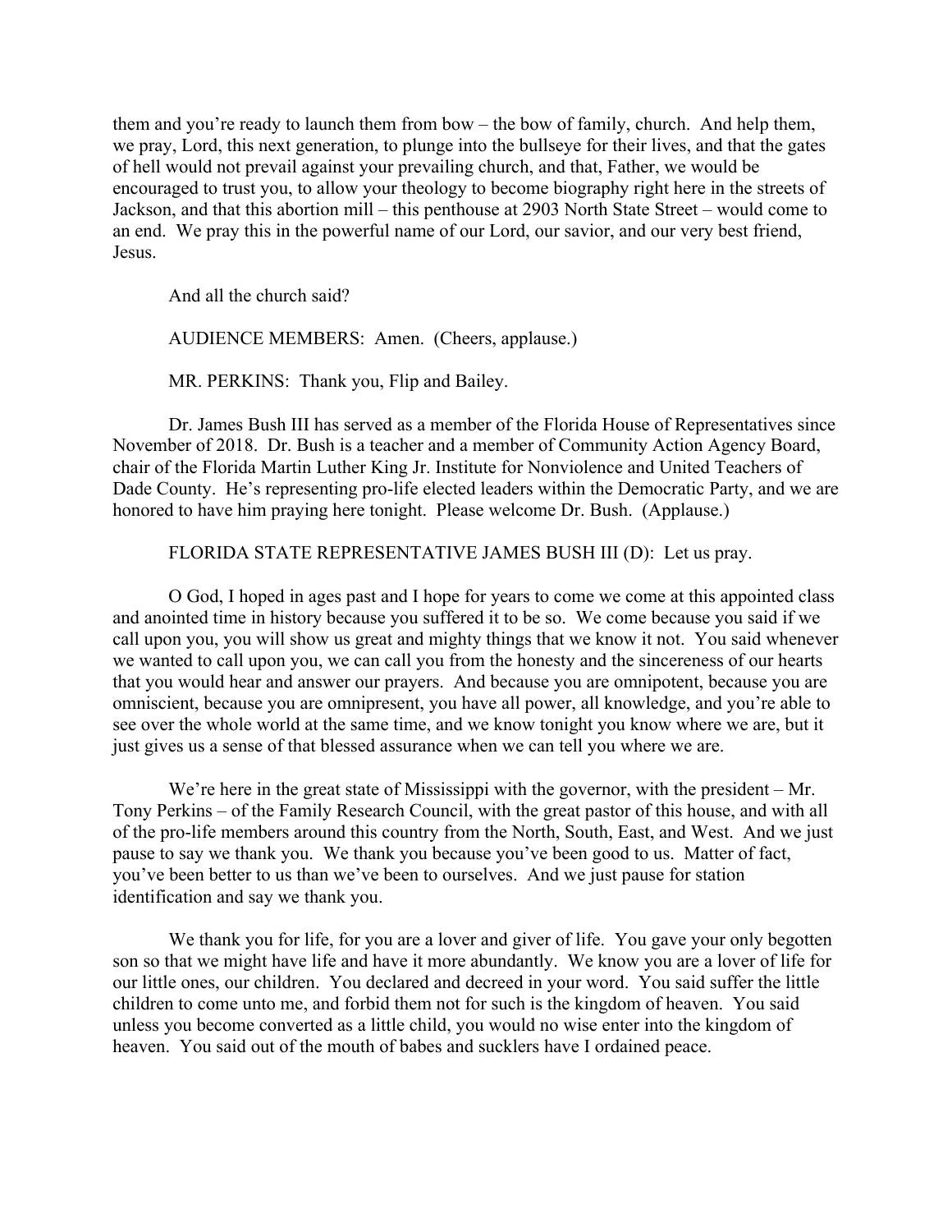them and you're ready to launch them from bow – the bow of family, church. And help them, we pray, Lord, this next generation, to plunge into the bullseye for their lives, and that the gates of hell would not prevail against your prevailing church, and that, Father, we would be encouraged to trust you, to allow your theology to become biography right here in the streets of Jackson, and that this abortion mill – this penthouse at 2903 North State Street – would come to an end. We pray this in the powerful name of our Lord, our savior, and our very best friend, Jesus.

And all the church said?

AUDIENCE MEMBERS: Amen. (Cheers, applause.)

MR. PERKINS: Thank you, Flip and Bailey.

Dr. James Bush III has served as a member of the Florida House of Representatives since November of 2018. Dr. Bush is a teacher and a member of Community Action Agency Board, chair of the Florida Martin Luther King Jr. Institute for Nonviolence and United Teachers of Dade County. He's representing pro-life elected leaders within the Democratic Party, and we are honored to have him praying here tonight. Please welcome Dr. Bush. (Applause.)

FLORIDA STATE REPRESENTATIVE JAMES BUSH III (D): Let us pray.

O God, I hoped in ages past and I hope for years to come we come at this appointed class and anointed time in history because you suffered it to be so. We come because you said if we call upon you, you will show us great and mighty things that we know it not. You said whenever we wanted to call upon you, we can call you from the honesty and the sincereness of our hearts that you would hear and answer our prayers. And because you are omnipotent, because you are omniscient, because you are omnipresent, you have all power, all knowledge, and you're able to see over the whole world at the same time, and we know tonight you know where we are, but it just gives us a sense of that blessed assurance when we can tell you where we are.

We're here in the great state of Mississippi with the governor, with the president – Mr. Tony Perkins – of the Family Research Council, with the great pastor of this house, and with all of the pro-life members around this country from the North, South, East, and West. And we just pause to say we thank you. We thank you because you've been good to us. Matter of fact, you've been better to us than we've been to ourselves. And we just pause for station identification and say we thank you.

We thank you for life, for you are a lover and giver of life. You gave your only begotten son so that we might have life and have it more abundantly. We know you are a lover of life for our little ones, our children. You declared and decreed in your word. You said suffer the little children to come unto me, and forbid them not for such is the kingdom of heaven. You said unless you become converted as a little child, you would no wise enter into the kingdom of heaven. You said out of the mouth of babes and sucklers have I ordained peace.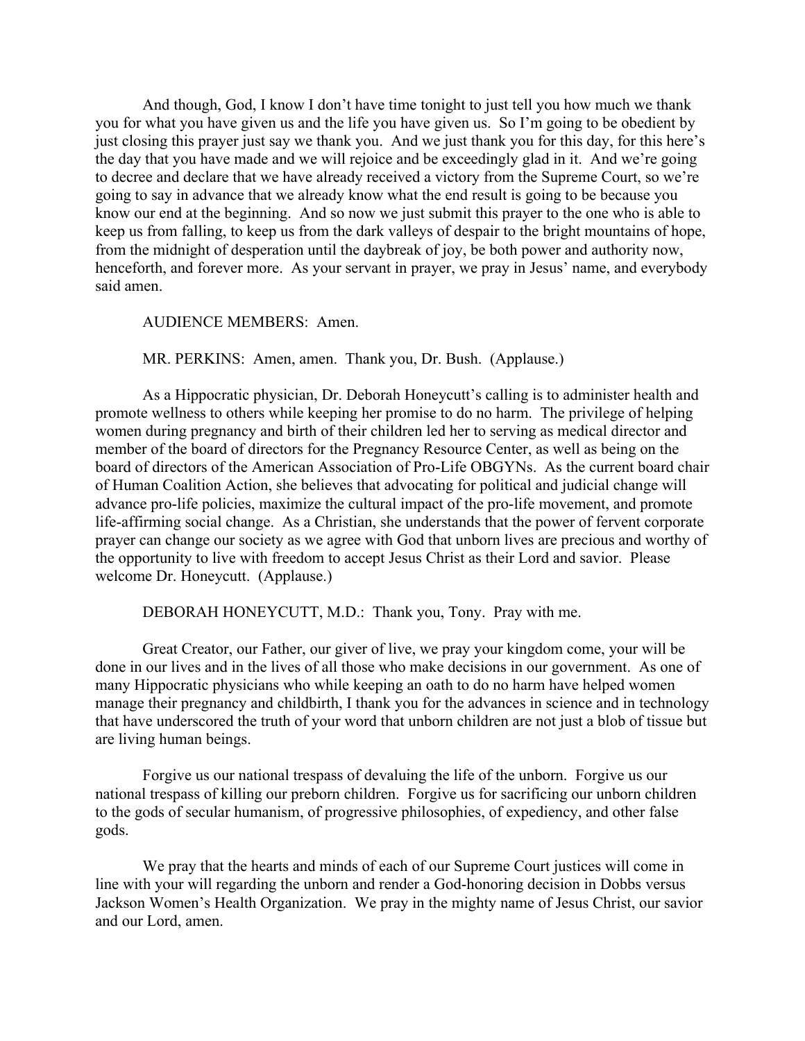And though, God, I know I don't have time tonight to just tell you how much we thank you for what you have given us and the life you have given us. So I'm going to be obedient by just closing this prayer just say we thank you. And we just thank you for this day, for this here's the day that you have made and we will rejoice and be exceedingly glad in it. And we're going to decree and declare that we have already received a victory from the Supreme Court, so we're going to say in advance that we already know what the end result is going to be because you know our end at the beginning. And so now we just submit this prayer to the one who is able to keep us from falling, to keep us from the dark valleys of despair to the bright mountains of hope, from the midnight of desperation until the daybreak of joy, be both power and authority now, henceforth, and forever more. As your servant in prayer, we pray in Jesus' name, and everybody said amen.

AUDIENCE MEMBERS: Amen.

MR. PERKINS: Amen, amen. Thank you, Dr. Bush. (Applause.)

As a Hippocratic physician, Dr. Deborah Honeycutt's calling is to administer health and promote wellness to others while keeping her promise to do no harm. The privilege of helping women during pregnancy and birth of their children led her to serving as medical director and member of the board of directors for the Pregnancy Resource Center, as well as being on the board of directors of the American Association of Pro-Life OBGYNs. As the current board chair of Human Coalition Action, she believes that advocating for political and judicial change will advance pro-life policies, maximize the cultural impact of the pro-life movement, and promote life-affirming social change. As a Christian, she understands that the power of fervent corporate prayer can change our society as we agree with God that unborn lives are precious and worthy of the opportunity to live with freedom to accept Jesus Christ as their Lord and savior. Please welcome Dr. Honeycutt. (Applause.)

DEBORAH HONEYCUTT, M.D.: Thank you, Tony. Pray with me.

Great Creator, our Father, our giver of live, we pray your kingdom come, your will be done in our lives and in the lives of all those who make decisions in our government. As one of many Hippocratic physicians who while keeping an oath to do no harm have helped women manage their pregnancy and childbirth, I thank you for the advances in science and in technology that have underscored the truth of your word that unborn children are not just a blob of tissue but are living human beings.

Forgive us our national trespass of devaluing the life of the unborn. Forgive us our national trespass of killing our preborn children. Forgive us for sacrificing our unborn children to the gods of secular humanism, of progressive philosophies, of expediency, and other false gods.

We pray that the hearts and minds of each of our Supreme Court justices will come in line with your will regarding the unborn and render a God-honoring decision in Dobbs versus Jackson Women's Health Organization. We pray in the mighty name of Jesus Christ, our savior and our Lord, amen.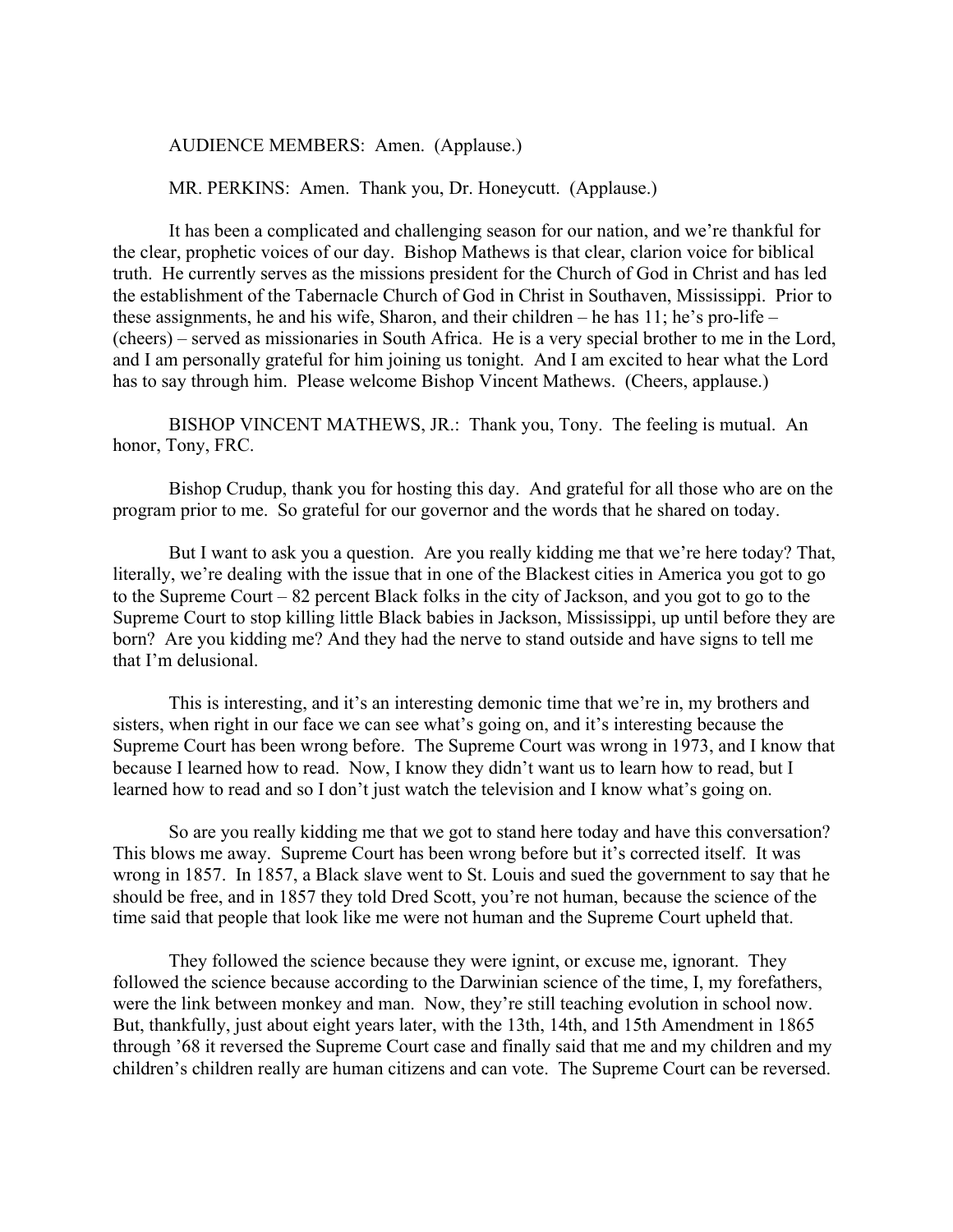AUDIENCE MEMBERS: Amen. (Applause.)

MR. PERKINS: Amen. Thank you, Dr. Honeycutt. (Applause.)

It has been a complicated and challenging season for our nation, and we're thankful for the clear, prophetic voices of our day. Bishop Mathews is that clear, clarion voice for biblical truth. He currently serves as the missions president for the Church of God in Christ and has led the establishment of the Tabernacle Church of God in Christ in Southaven, Mississippi. Prior to these assignments, he and his wife, Sharon, and their children – he has 11; he's pro-life – (cheers) – served as missionaries in South Africa. He is a very special brother to me in the Lord, and I am personally grateful for him joining us tonight. And I am excited to hear what the Lord has to say through him. Please welcome Bishop Vincent Mathews. (Cheers, applause.)

BISHOP VINCENT MATHEWS, JR.: Thank you, Tony. The feeling is mutual. An honor, Tony, FRC.

Bishop Crudup, thank you for hosting this day. And grateful for all those who are on the program prior to me. So grateful for our governor and the words that he shared on today.

But I want to ask you a question. Are you really kidding me that we're here today? That, literally, we're dealing with the issue that in one of the Blackest cities in America you got to go to the Supreme Court – 82 percent Black folks in the city of Jackson, and you got to go to the Supreme Court to stop killing little Black babies in Jackson, Mississippi, up until before they are born? Are you kidding me? And they had the nerve to stand outside and have signs to tell me that I'm delusional.

This is interesting, and it's an interesting demonic time that we're in, my brothers and sisters, when right in our face we can see what's going on, and it's interesting because the Supreme Court has been wrong before. The Supreme Court was wrong in 1973, and I know that because I learned how to read. Now, I know they didn't want us to learn how to read, but I learned how to read and so I don't just watch the television and I know what's going on.

So are you really kidding me that we got to stand here today and have this conversation? This blows me away. Supreme Court has been wrong before but it's corrected itself. It was wrong in 1857. In 1857, a Black slave went to St. Louis and sued the government to say that he should be free, and in 1857 they told Dred Scott, you're not human, because the science of the time said that people that look like me were not human and the Supreme Court upheld that.

They followed the science because they were ignint, or excuse me, ignorant. They followed the science because according to the Darwinian science of the time, I, my forefathers, were the link between monkey and man. Now, they're still teaching evolution in school now. But, thankfully, just about eight years later, with the 13th, 14th, and 15th Amendment in 1865 through '68 it reversed the Supreme Court case and finally said that me and my children and my children's children really are human citizens and can vote. The Supreme Court can be reversed.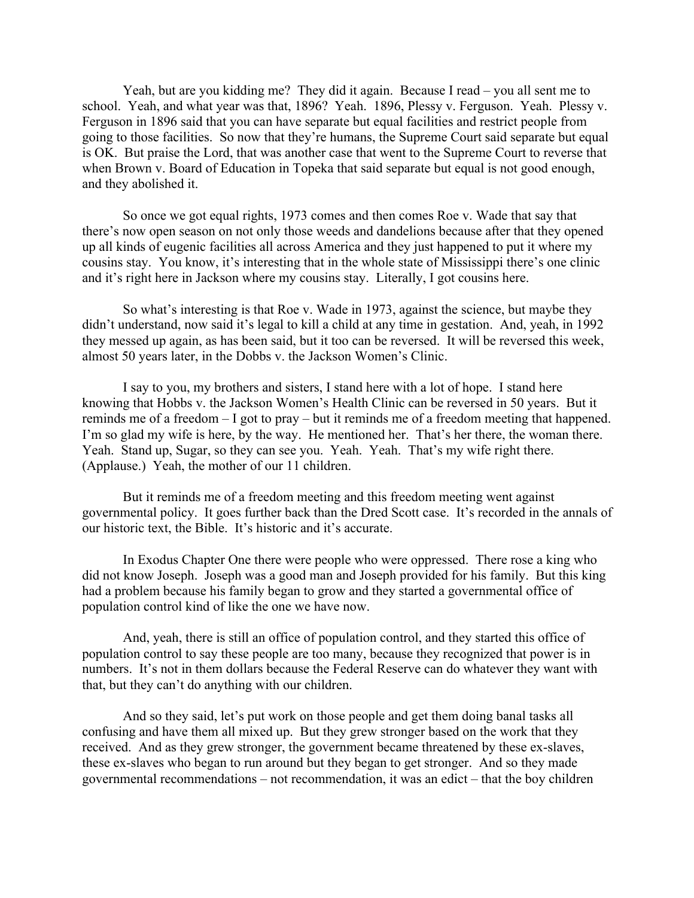Yeah, but are you kidding me? They did it again. Because I read – you all sent me to school. Yeah, and what year was that, 1896? Yeah. 1896, Plessy v. Ferguson. Yeah. Plessy v. Ferguson in 1896 said that you can have separate but equal facilities and restrict people from going to those facilities. So now that they're humans, the Supreme Court said separate but equal is OK. But praise the Lord, that was another case that went to the Supreme Court to reverse that when Brown v. Board of Education in Topeka that said separate but equal is not good enough, and they abolished it.

So once we got equal rights, 1973 comes and then comes Roe v. Wade that say that there's now open season on not only those weeds and dandelions because after that they opened up all kinds of eugenic facilities all across America and they just happened to put it where my cousins stay. You know, it's interesting that in the whole state of Mississippi there's one clinic and it's right here in Jackson where my cousins stay. Literally, I got cousins here.

So what's interesting is that Roe v. Wade in 1973, against the science, but maybe they didn't understand, now said it's legal to kill a child at any time in gestation. And, yeah, in 1992 they messed up again, as has been said, but it too can be reversed. It will be reversed this week, almost 50 years later, in the Dobbs v. the Jackson Women's Clinic.

I say to you, my brothers and sisters, I stand here with a lot of hope. I stand here knowing that Hobbs v. the Jackson Women's Health Clinic can be reversed in 50 years. But it reminds me of a freedom – I got to pray – but it reminds me of a freedom meeting that happened. I'm so glad my wife is here, by the way. He mentioned her. That's her there, the woman there. Yeah. Stand up, Sugar, so they can see you. Yeah. Yeah. That's my wife right there. (Applause.) Yeah, the mother of our 11 children.

But it reminds me of a freedom meeting and this freedom meeting went against governmental policy. It goes further back than the Dred Scott case. It's recorded in the annals of our historic text, the Bible. It's historic and it's accurate.

In Exodus Chapter One there were people who were oppressed. There rose a king who did not know Joseph. Joseph was a good man and Joseph provided for his family. But this king had a problem because his family began to grow and they started a governmental office of population control kind of like the one we have now.

And, yeah, there is still an office of population control, and they started this office of population control to say these people are too many, because they recognized that power is in numbers. It's not in them dollars because the Federal Reserve can do whatever they want with that, but they can't do anything with our children.

And so they said, let's put work on those people and get them doing banal tasks all confusing and have them all mixed up. But they grew stronger based on the work that they received. And as they grew stronger, the government became threatened by these ex-slaves, these ex-slaves who began to run around but they began to get stronger. And so they made governmental recommendations – not recommendation, it was an edict – that the boy children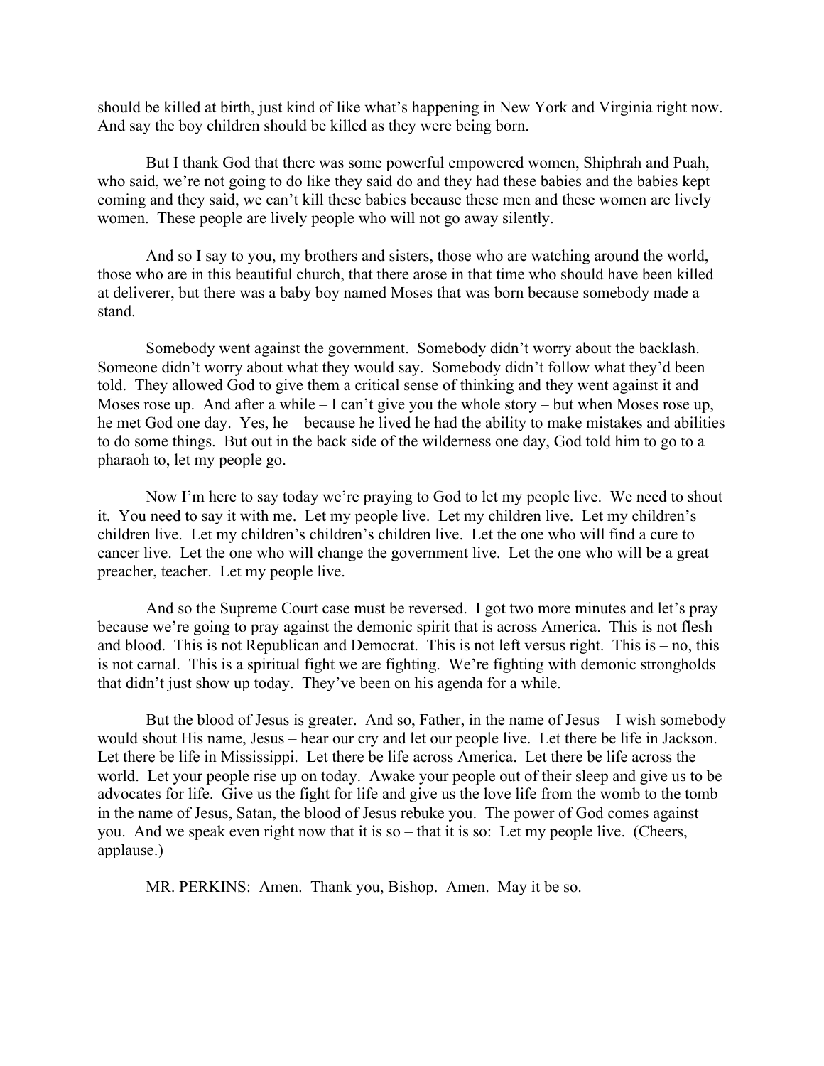should be killed at birth, just kind of like what's happening in New York and Virginia right now. And say the boy children should be killed as they were being born.

But I thank God that there was some powerful empowered women, Shiphrah and Puah, who said, we're not going to do like they said do and they had these babies and the babies kept coming and they said, we can't kill these babies because these men and these women are lively women. These people are lively people who will not go away silently.

And so I say to you, my brothers and sisters, those who are watching around the world, those who are in this beautiful church, that there arose in that time who should have been killed at deliverer, but there was a baby boy named Moses that was born because somebody made a stand.

Somebody went against the government. Somebody didn't worry about the backlash. Someone didn't worry about what they would say. Somebody didn't follow what they'd been told. They allowed God to give them a critical sense of thinking and they went against it and Moses rose up. And after a while – I can't give you the whole story – but when Moses rose up, he met God one day. Yes, he – because he lived he had the ability to make mistakes and abilities to do some things. But out in the back side of the wilderness one day, God told him to go to a pharaoh to, let my people go.

Now I'm here to say today we're praying to God to let my people live. We need to shout it. You need to say it with me. Let my people live. Let my children live. Let my children's children live. Let my children's children's children live. Let the one who will find a cure to cancer live. Let the one who will change the government live. Let the one who will be a great preacher, teacher. Let my people live.

And so the Supreme Court case must be reversed. I got two more minutes and let's pray because we're going to pray against the demonic spirit that is across America. This is not flesh and blood. This is not Republican and Democrat. This is not left versus right. This is – no, this is not carnal. This is a spiritual fight we are fighting. We're fighting with demonic strongholds that didn't just show up today. They've been on his agenda for a while.

But the blood of Jesus is greater. And so, Father, in the name of Jesus – I wish somebody would shout His name, Jesus – hear our cry and let our people live. Let there be life in Jackson. Let there be life in Mississippi. Let there be life across America. Let there be life across the world. Let your people rise up on today. Awake your people out of their sleep and give us to be advocates for life. Give us the fight for life and give us the love life from the womb to the tomb in the name of Jesus, Satan, the blood of Jesus rebuke you. The power of God comes against you. And we speak even right now that it is so – that it is so: Let my people live. (Cheers, applause.)

MR. PERKINS: Amen. Thank you, Bishop. Amen. May it be so.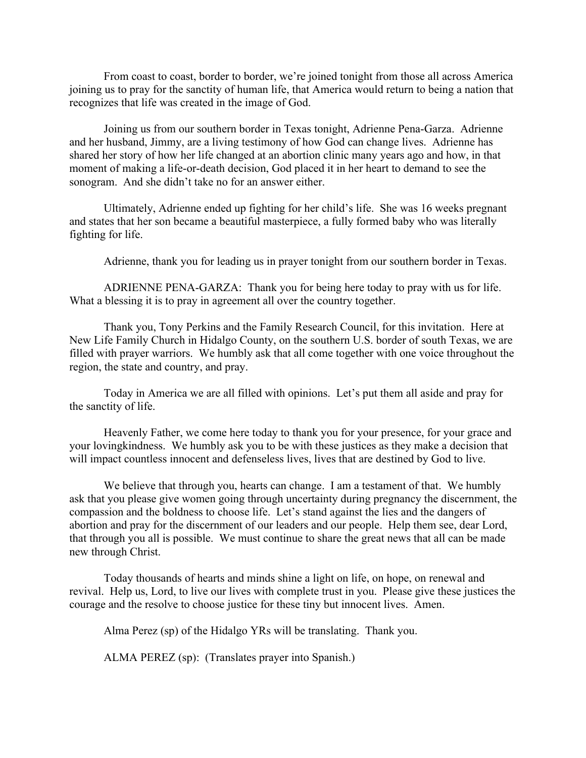From coast to coast, border to border, we're joined tonight from those all across America joining us to pray for the sanctity of human life, that America would return to being a nation that recognizes that life was created in the image of God.

Joining us from our southern border in Texas tonight, Adrienne Pena-Garza. Adrienne and her husband, Jimmy, are a living testimony of how God can change lives. Adrienne has shared her story of how her life changed at an abortion clinic many years ago and how, in that moment of making a life-or-death decision, God placed it in her heart to demand to see the sonogram. And she didn't take no for an answer either.

Ultimately, Adrienne ended up fighting for her child's life. She was 16 weeks pregnant and states that her son became a beautiful masterpiece, a fully formed baby who was literally fighting for life.

Adrienne, thank you for leading us in prayer tonight from our southern border in Texas.

ADRIENNE PENA-GARZA: Thank you for being here today to pray with us for life. What a blessing it is to pray in agreement all over the country together.

Thank you, Tony Perkins and the Family Research Council, for this invitation. Here at New Life Family Church in Hidalgo County, on the southern U.S. border of south Texas, we are filled with prayer warriors. We humbly ask that all come together with one voice throughout the region, the state and country, and pray.

Today in America we are all filled with opinions. Let's put them all aside and pray for the sanctity of life.

Heavenly Father, we come here today to thank you for your presence, for your grace and your lovingkindness. We humbly ask you to be with these justices as they make a decision that will impact countless innocent and defenseless lives, lives that are destined by God to live.

We believe that through you, hearts can change. I am a testament of that. We humbly ask that you please give women going through uncertainty during pregnancy the discernment, the compassion and the boldness to choose life. Let's stand against the lies and the dangers of abortion and pray for the discernment of our leaders and our people. Help them see, dear Lord, that through you all is possible. We must continue to share the great news that all can be made new through Christ.

Today thousands of hearts and minds shine a light on life, on hope, on renewal and revival. Help us, Lord, to live our lives with complete trust in you. Please give these justices the courage and the resolve to choose justice for these tiny but innocent lives. Amen.

Alma Perez (sp) of the Hidalgo YRs will be translating. Thank you.

ALMA PEREZ (sp): (Translates prayer into Spanish.)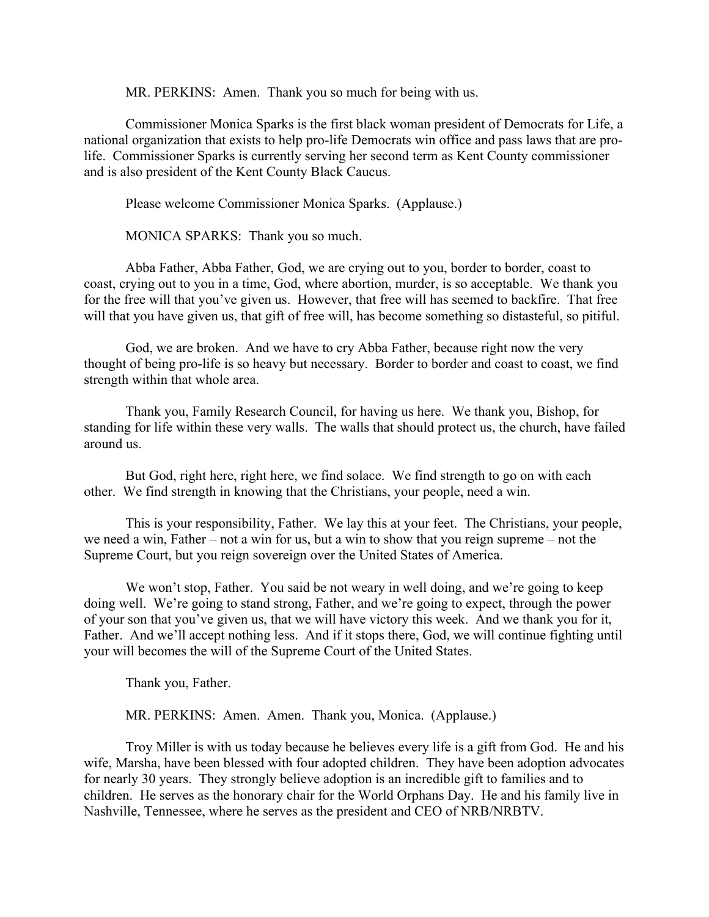MR. PERKINS: Amen. Thank you so much for being with us.

Commissioner Monica Sparks is the first black woman president of Democrats for Life, a national organization that exists to help pro-life Democrats win office and pass laws that are pro-life. Commissioner Sparks is currently serving her second term as Kent County commissioner and is also president of the Kent County Black Caucus.

Please welcome Commissioner Monica Sparks. (Applause.)

MONICA SPARKS: Thank you so much.

Abba Father, Abba Father, God, we are crying out to you, border to border, coast to coast, crying out to you in a time, God, where abortion, murder, is so acceptable. We thank you for the free will that you've given us. However, that free will has seemed to backfire. That free will that you have given us, that gift of free will, has become something so distasteful, so pitiful.

God, we are broken. And we have to cry Abba Father, because right now the very thought of being pro-life is so heavy but necessary. Border to border and coast to coast, we find strength within that whole area.

Thank you, Family Research Council, for having us here. We thank you, Bishop, for standing for life within these very walls. The walls that should protect us, the church, have failed around us.

But God, right here, right here, we find solace. We find strength to go on with each other. We find strength in knowing that the Christians, your people, need a win.

This is your responsibility, Father. We lay this at your feet. The Christians, your people, we need a win, Father – not a win for us, but a win to show that you reign supreme – not the Supreme Court, but you reign sovereign over the United States of America.

We won't stop, Father. You said be not weary in well doing, and we're going to keep doing well. We're going to stand strong, Father, and we're going to expect, through the power of your son that you've given us, that we will have victory this week. And we thank you for it, Father. And we'll accept nothing less. And if it stops there, God, we will continue fighting until your will becomes the will of the Supreme Court of the United States.

Thank you, Father.

MR. PERKINS: Amen. Amen. Thank you, Monica. (Applause.)

Troy Miller is with us today because he believes every life is a gift from God. He and his wife, Marsha, have been blessed with four adopted children. They have been adoption advocates for nearly 30 years. They strongly believe adoption is an incredible gift to families and to children. He serves as the honorary chair for the World Orphans Day. He and his family live in Nashville, Tennessee, where he serves as the president and CEO of NRB/NRBTV.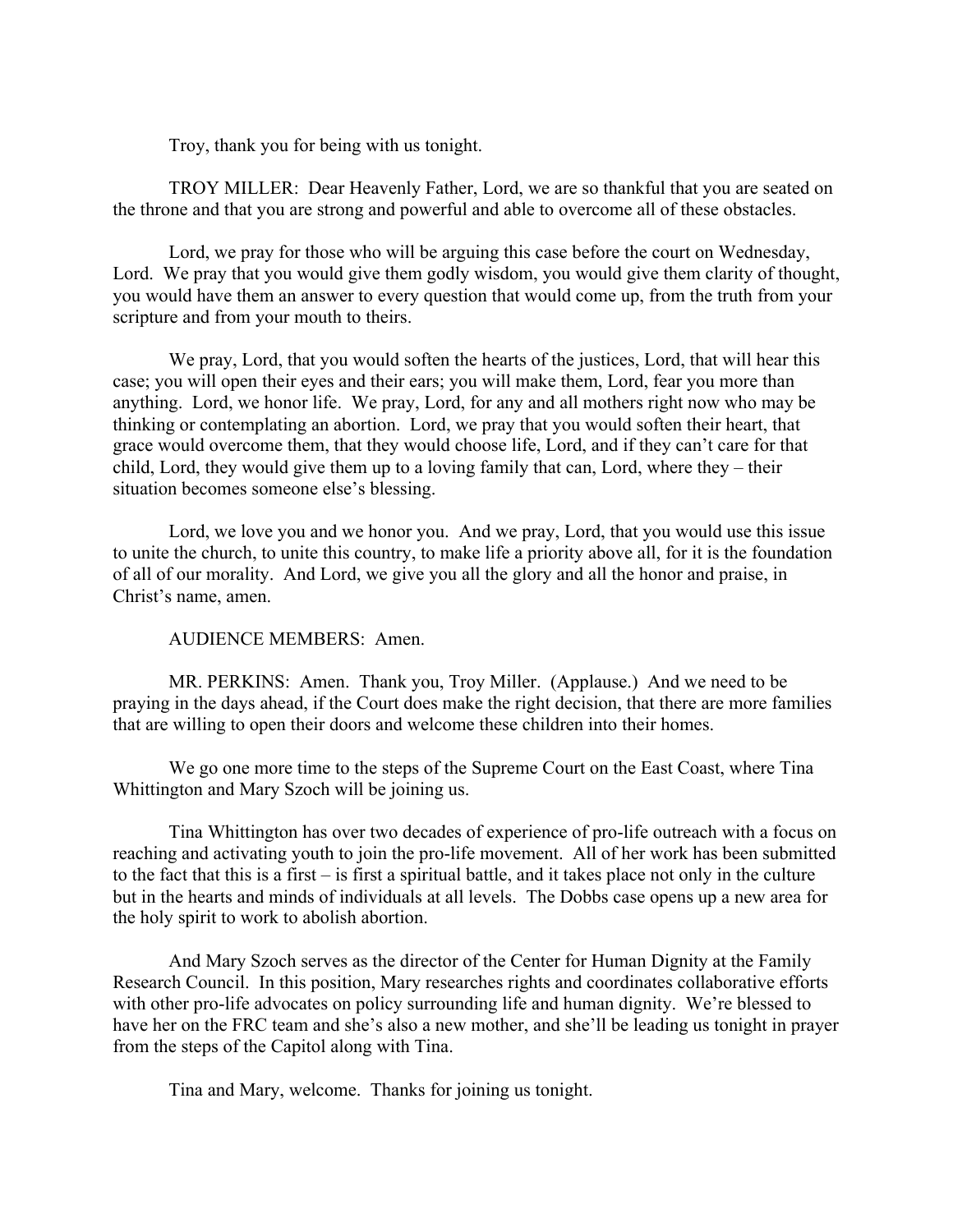Troy, thank you for being with us tonight.

TROY MILLER: Dear Heavenly Father, Lord, we are so thankful that you are seated on the throne and that you are strong and powerful and able to overcome all of these obstacles.

Lord, we pray for those who will be arguing this case before the court on Wednesday, Lord. We pray that you would give them godly wisdom, you would give them clarity of thought, you would have them an answer to every question that would come up, from the truth from your scripture and from your mouth to theirs.

We pray, Lord, that you would soften the hearts of the justices, Lord, that will hear this case; you will open their eyes and their ears; you will make them, Lord, fear you more than anything. Lord, we honor life. We pray, Lord, for any and all mothers right now who may be thinking or contemplating an abortion. Lord, we pray that you would soften their heart, that grace would overcome them, that they would choose life, Lord, and if they can't care for that child, Lord, they would give them up to a loving family that can, Lord, where they – their situation becomes someone else's blessing.

Lord, we love you and we honor you. And we pray, Lord, that you would use this issue to unite the church, to unite this country, to make life a priority above all, for it is the foundation of all of our morality. And Lord, we give you all the glory and all the honor and praise, in Christ's name, amen.

AUDIENCE MEMBERS: Amen.

MR. PERKINS: Amen. Thank you, Troy Miller. (Applause.) And we need to be praying in the days ahead, if the Court does make the right decision, that there are more families that are willing to open their doors and welcome these children into their homes.

We go one more time to the steps of the Supreme Court on the East Coast, where Tina Whittington and Mary Szoch will be joining us.

Tina Whittington has over two decades of experience of pro-life outreach with a focus on reaching and activating youth to join the pro-life movement. All of her work has been submitted to the fact that this is a first – is first a spiritual battle, and it takes place not only in the culture but in the hearts and minds of individuals at all levels. The Dobbs case opens up a new area for the holy spirit to work to abolish abortion.

And Mary Szoch serves as the director of the Center for Human Dignity at the Family Research Council. In this position, Mary researches rights and coordinates collaborative efforts with other pro-life advocates on policy surrounding life and human dignity. We're blessed to have her on the FRC team and she's also a new mother, and she'll be leading us tonight in prayer from the steps of the Capitol along with Tina.

Tina and Mary, welcome. Thanks for joining us tonight.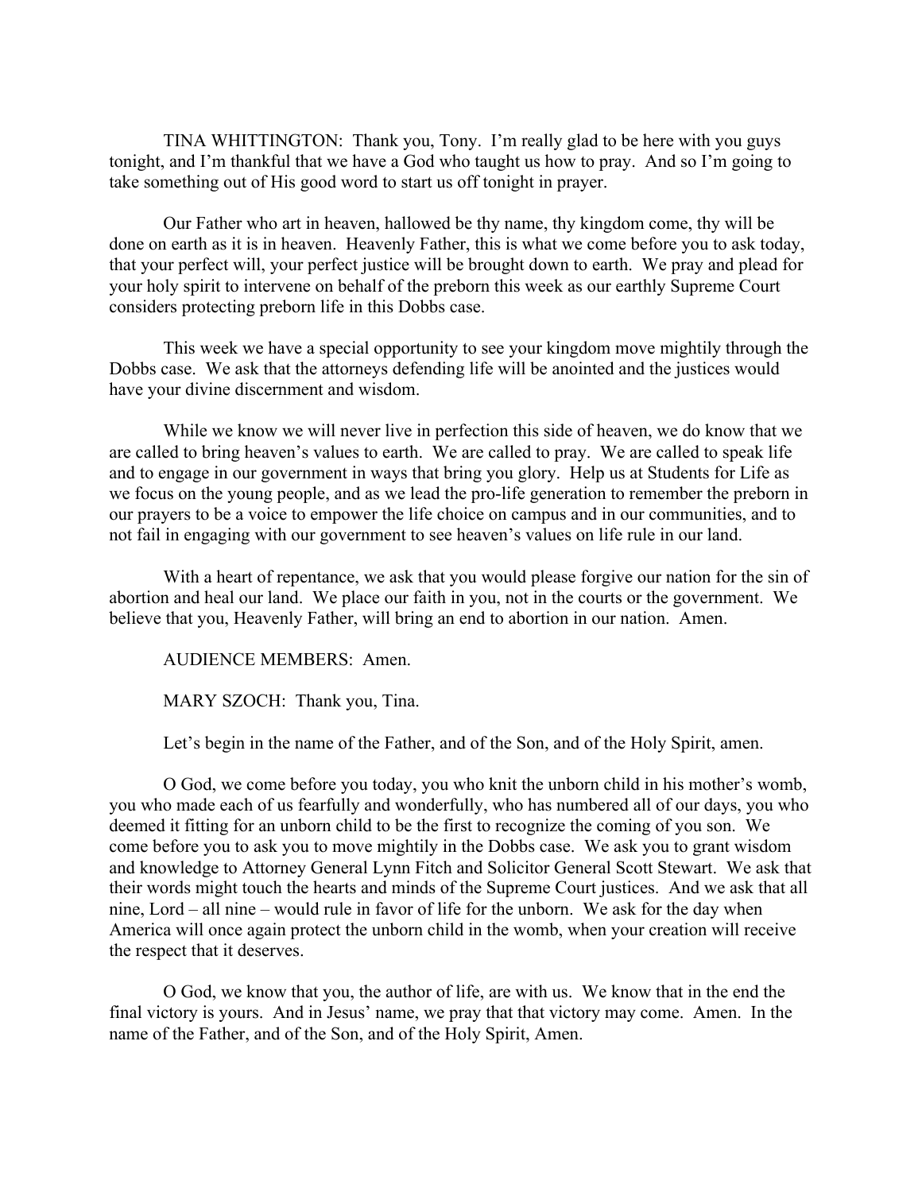TINA WHITTINGTON: Thank you, Tony. I'm really glad to be here with you guys tonight, and I'm thankful that we have a God who taught us how to pray. And so I'm going to take something out of His good word to start us off tonight in prayer.

Our Father who art in heaven, hallowed be thy name, thy kingdom come, thy will be done on earth as it is in heaven. Heavenly Father, this is what we come before you to ask today, that your perfect will, your perfect justice will be brought down to earth. We pray and plead for your holy spirit to intervene on behalf of the preborn this week as our earthly Supreme Court considers protecting preborn life in this Dobbs case.

This week we have a special opportunity to see your kingdom move mightily through the Dobbs case. We ask that the attorneys defending life will be anointed and the justices would have your divine discernment and wisdom.

While we know we will never live in perfection this side of heaven, we do know that we are called to bring heaven's values to earth. We are called to pray. We are called to speak life and to engage in our government in ways that bring you glory. Help us at Students for Life as we focus on the young people, and as we lead the pro-life generation to remember the preborn in our prayers to be a voice to empower the life choice on campus and in our communities, and to not fail in engaging with our government to see heaven's values on life rule in our land.

With a heart of repentance, we ask that you would please forgive our nation for the sin of abortion and heal our land. We place our faith in you, not in the courts or the government. We believe that you, Heavenly Father, will bring an end to abortion in our nation. Amen.

AUDIENCE MEMBERS: Amen.

MARY SZOCH: Thank you, Tina.

Let's begin in the name of the Father, and of the Son, and of the Holy Spirit, amen.

O God, we come before you today, you who knit the unborn child in his mother's womb, you who made each of us fearfully and wonderfully, who has numbered all of our days, you who deemed it fitting for an unborn child to be the first to recognize the coming of you son. We come before you to ask you to move mightily in the Dobbs case. We ask you to grant wisdom and knowledge to Attorney General Lynn Fitch and Solicitor General Scott Stewart. We ask that their words might touch the hearts and minds of the Supreme Court justices. And we ask that all nine, Lord – all nine – would rule in favor of life for the unborn. We ask for the day when America will once again protect the unborn child in the womb, when your creation will receive the respect that it deserves.

O God, we know that you, the author of life, are with us. We know that in the end the final victory is yours. And in Jesus' name, we pray that that victory may come. Amen. In the name of the Father, and of the Son, and of the Holy Spirit, Amen.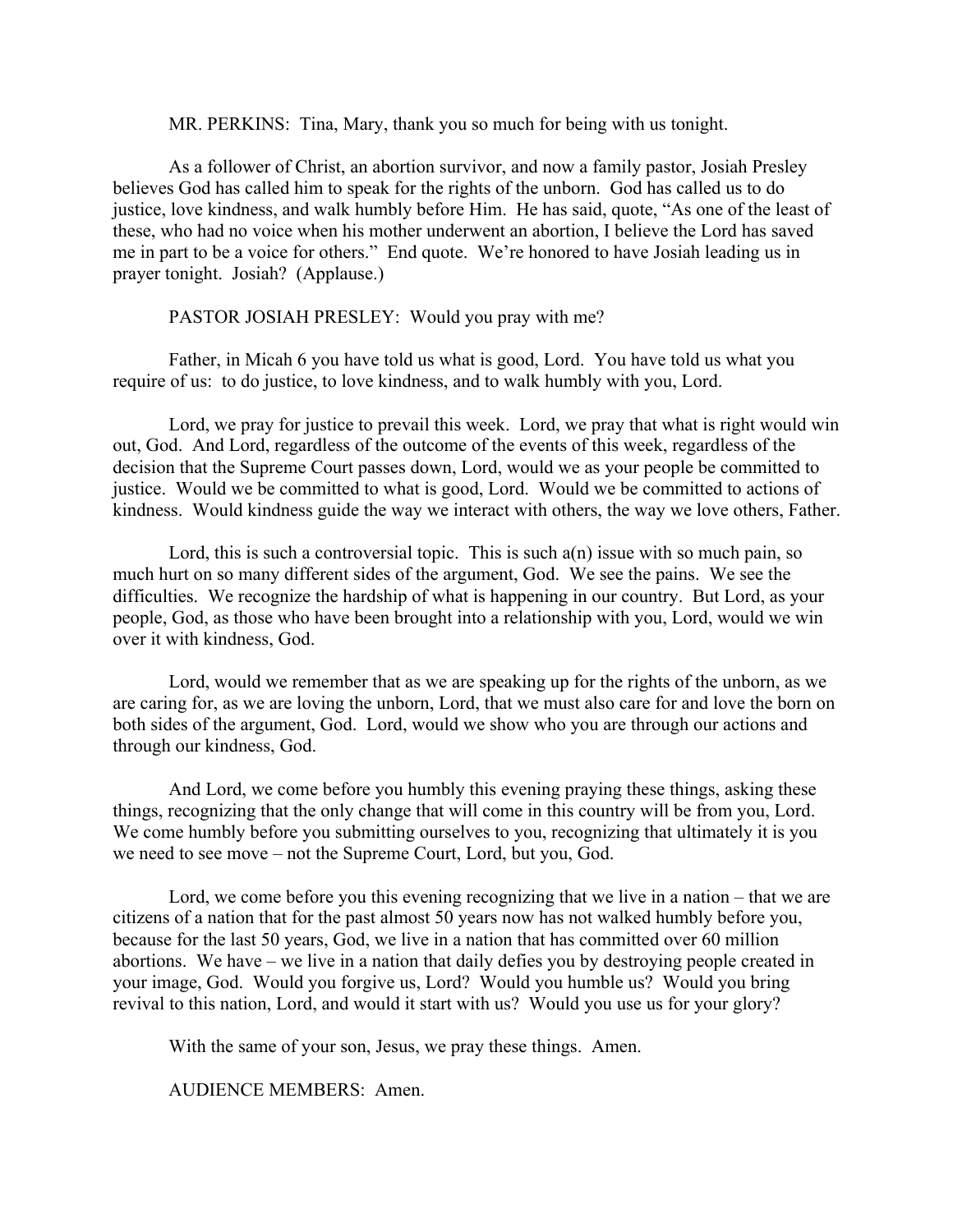MR. PERKINS: Tina, Mary, thank you so much for being with us tonight.

As a follower of Christ, an abortion survivor, and now a family pastor, Josiah Presley believes God has called him to speak for the rights of the unborn. God has called us to do justice, love kindness, and walk humbly before Him. He has said, quote, "As one of the least of these, who had no voice when his mother underwent an abortion, I believe the Lord has saved me in part to be a voice for others." End quote. We're honored to have Josiah leading us in prayer tonight. Josiah? (Applause.)

PASTOR JOSIAH PRESLEY: Would you pray with me?

Father, in Micah 6 you have told us what is good, Lord. You have told us what you require of us: to do justice, to love kindness, and to walk humbly with you, Lord.

Lord, we pray for justice to prevail this week. Lord, we pray that what is right would win out, God. And Lord, regardless of the outcome of the events of this week, regardless of the decision that the Supreme Court passes down, Lord, would we as your people be committed to justice. Would we be committed to what is good, Lord. Would we be committed to actions of kindness. Would kindness guide the way we interact with others, the way we love others, Father.

Lord, this is such a controversial topic. This is such a(n) issue with so much pain, so much hurt on so many different sides of the argument, God. We see the pains. We see the difficulties. We recognize the hardship of what is happening in our country. But Lord, as your people, God, as those who have been brought into a relationship with you, Lord, would we win over it with kindness, God.

Lord, would we remember that as we are speaking up for the rights of the unborn, as we are caring for, as we are loving the unborn, Lord, that we must also care for and love the born on both sides of the argument, God. Lord, would we show who you are through our actions and through our kindness, God.

And Lord, we come before you humbly this evening praying these things, asking these things, recognizing that the only change that will come in this country will be from you, Lord. We come humbly before you submitting ourselves to you, recognizing that ultimately it is you we need to see move – not the Supreme Court, Lord, but you, God.

Lord, we come before you this evening recognizing that we live in a nation – that we are citizens of a nation that for the past almost 50 years now has not walked humbly before you, because for the last 50 years, God, we live in a nation that has committed over 60 million abortions. We have – we live in a nation that daily defies you by destroying people created in your image, God. Would you forgive us, Lord? Would you humble us? Would you bring revival to this nation, Lord, and would it start with us? Would you use us for your glory?

With the same of your son, Jesus, we pray these things. Amen.

AUDIENCE MEMBERS: Amen.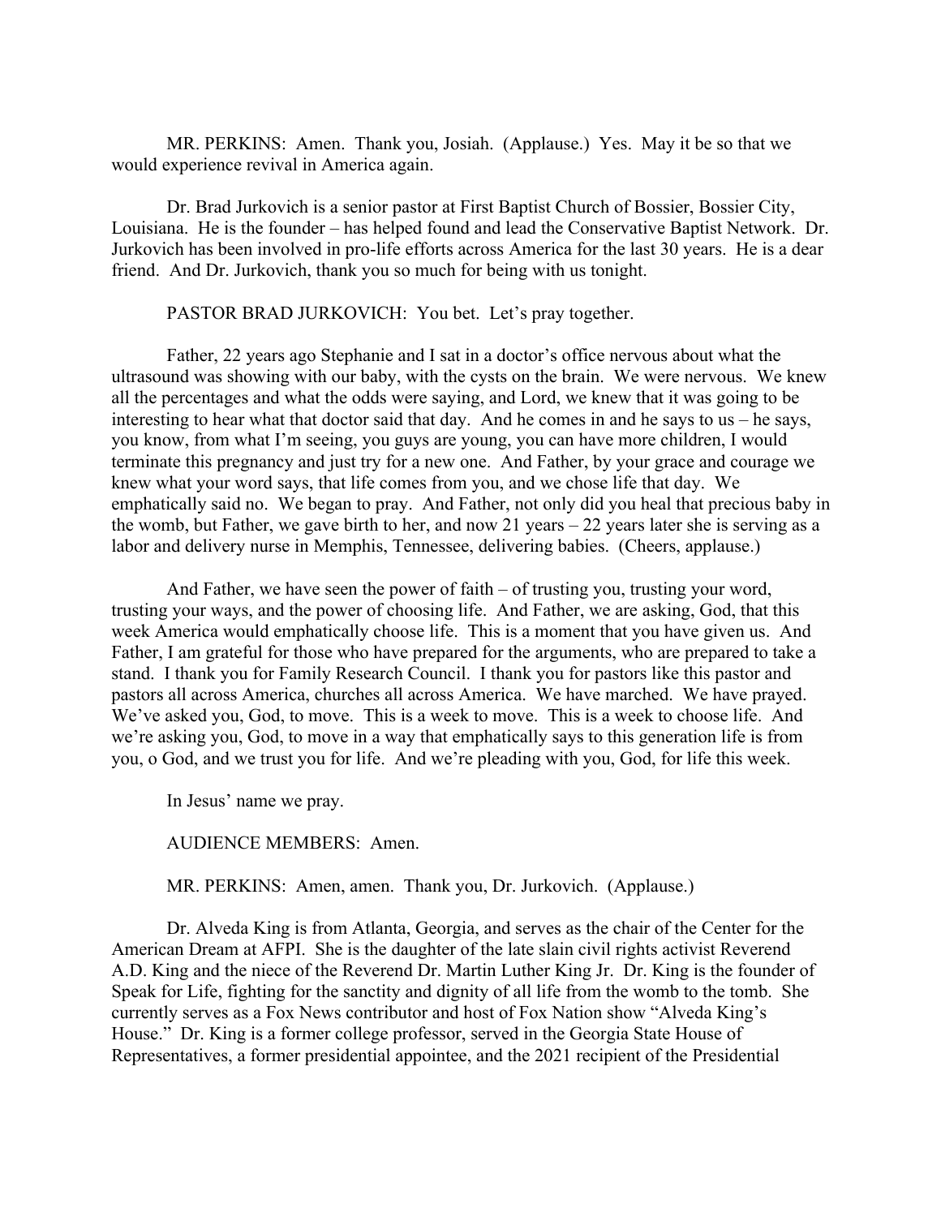MR. PERKINS: Amen. Thank you, Josiah. (Applause.) Yes. May it be so that we would experience revival in America again.

Dr. Brad Jurkovich is a senior pastor at First Baptist Church of Bossier, Bossier City, Louisiana. He is the founder – has helped found and lead the Conservative Baptist Network. Dr. Jurkovich has been involved in pro-life efforts across America for the last 30 years. He is a dear friend. And Dr. Jurkovich, thank you so much for being with us tonight.

PASTOR BRAD JURKOVICH: You bet. Let's pray together.

Father, 22 years ago Stephanie and I sat in a doctor's office nervous about what the ultrasound was showing with our baby, with the cysts on the brain. We were nervous. We knew all the percentages and what the odds were saying, and Lord, we knew that it was going to be interesting to hear what that doctor said that day. And he comes in and he says to us – he says, you know, from what I'm seeing, you guys are young, you can have more children, I would terminate this pregnancy and just try for a new one. And Father, by your grace and courage we knew what your word says, that life comes from you, and we chose life that day. We emphatically said no. We began to pray. And Father, not only did you heal that precious baby in the womb, but Father, we gave birth to her, and now 21 years – 22 years later she is serving as a labor and delivery nurse in Memphis, Tennessee, delivering babies. (Cheers, applause.)

And Father, we have seen the power of faith – of trusting you, trusting your word, trusting your ways, and the power of choosing life. And Father, we are asking, God, that this week America would emphatically choose life. This is a moment that you have given us. And Father, I am grateful for those who have prepared for the arguments, who are prepared to take a stand. I thank you for Family Research Council. I thank you for pastors like this pastor and pastors all across America, churches all across America. We have marched. We have prayed. We've asked you, God, to move. This is a week to move. This is a week to choose life. And we're asking you, God, to move in a way that emphatically says to this generation life is from you, o God, and we trust you for life. And we're pleading with you, God, for life this week.

In Jesus' name we pray.

AUDIENCE MEMBERS: Amen.

MR. PERKINS: Amen, amen. Thank you, Dr. Jurkovich. (Applause.)

Dr. Alveda King is from Atlanta, Georgia, and serves as the chair of the Center for the American Dream at AFPI. She is the daughter of the late slain civil rights activist Reverend A.D. King and the niece of the Reverend Dr. Martin Luther King Jr. Dr. King is the founder of Speak for Life, fighting for the sanctity and dignity of all life from the womb to the tomb. She currently serves as a Fox News contributor and host of Fox Nation show "Alveda King's House." Dr. King is a former college professor, served in the Georgia State House of Representatives, a former presidential appointee, and the 2021 recipient of the Presidential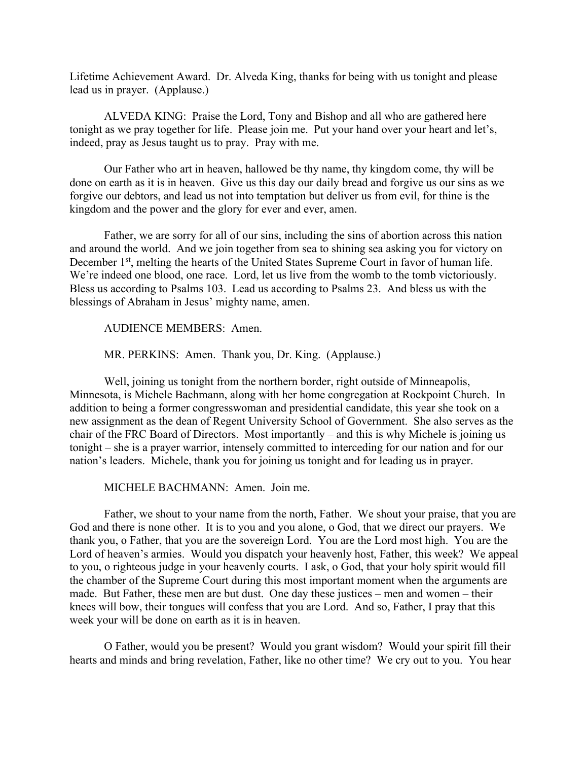Lifetime Achievement Award. Dr. Alveda King, thanks for being with us tonight and please lead us in prayer. (Applause.)

ALVEDA KING: Praise the Lord, Tony and Bishop and all who are gathered here tonight as we pray together for life. Please join me. Put your hand over your heart and let's, indeed, pray as Jesus taught us to pray. Pray with me.

Our Father who art in heaven, hallowed be thy name, thy kingdom come, thy will be done on earth as it is in heaven. Give us this day our daily bread and forgive us our sins as we forgive our debtors, and lead us not into temptation but deliver us from evil, for thine is the kingdom and the power and the glory for ever and ever, amen.

Father, we are sorry for all of our sins, including the sins of abortion across this nation and around the world. And we join together from sea to shining sea asking you for victory on December 1st, melting the hearts of the United States Supreme Court in favor of human life. We're indeed one blood, one race. Lord, let us live from the womb to the tomb victoriously. Bless us according to Psalms 103. Lead us according to Psalms 23. And bless us with the blessings of Abraham in Jesus' mighty name, amen.

AUDIENCE MEMBERS: Amen.

MR. PERKINS: Amen. Thank you, Dr. King. (Applause.)

Well, joining us tonight from the northern border, right outside of Minneapolis, Minnesota, is Michele Bachmann, along with her home congregation at Rockpoint Church. In addition to being a former congresswoman and presidential candidate, this year she took on a new assignment as the dean of Regent University School of Government. She also serves as the chair of the FRC Board of Directors. Most importantly – and this is why Michele is joining us tonight – she is a prayer warrior, intensely committed to interceding for our nation and for our nation's leaders. Michele, thank you for joining us tonight and for leading us in prayer.

MICHELE BACHMANN: Amen. Join me.

Father, we shout to your name from the north, Father. We shout your praise, that you are God and there is none other. It is to you and you alone, o God, that we direct our prayers. We thank you, o Father, that you are the sovereign Lord. You are the Lord most high. You are the Lord of heaven's armies. Would you dispatch your heavenly host, Father, this week? We appeal to you, o righteous judge in your heavenly courts. I ask, o God, that your holy spirit would fill the chamber of the Supreme Court during this most important moment when the arguments are made. But Father, these men are but dust. One day these justices – men and women – their knees will bow, their tongues will confess that you are Lord. And so, Father, I pray that this week your will be done on earth as it is in heaven.

O Father, would you be present? Would you grant wisdom? Would your spirit fill their hearts and minds and bring revelation, Father, like no other time? We cry out to you. You hear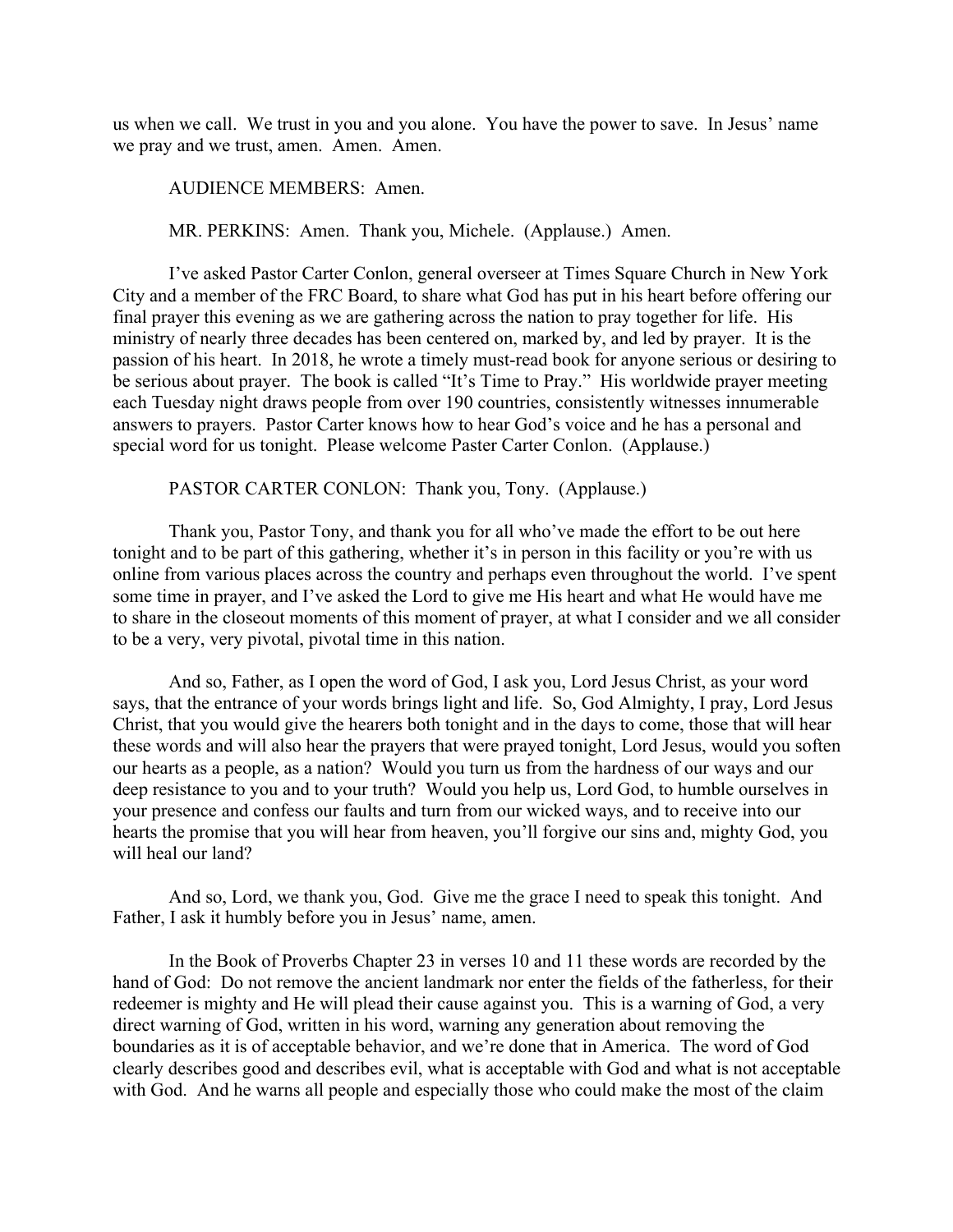us when we call. We trust in you and you alone. You have the power to save. In Jesus' name we pray and we trust, amen. Amen. Amen.

AUDIENCE MEMBERS: Amen.

MR. PERKINS: Amen. Thank you, Michele. (Applause.) Amen.

I've asked Pastor Carter Conlon, general overseer at Times Square Church in New York City and a member of the FRC Board, to share what God has put in his heart before offering our final prayer this evening as we are gathering across the nation to pray together for life. His ministry of nearly three decades has been centered on, marked by, and led by prayer. It is the passion of his heart. In 2018, he wrote a timely must-read book for anyone serious or desiring to be serious about prayer. The book is called "It's Time to Pray." His worldwide prayer meeting each Tuesday night draws people from over 190 countries, consistently witnesses innumerable answers to prayers. Pastor Carter knows how to hear God's voice and he has a personal and special word for us tonight. Please welcome Paster Carter Conlon. (Applause.)

PASTOR CARTER CONLON: Thank you, Tony. (Applause.)

Thank you, Pastor Tony, and thank you for all who've made the effort to be out here tonight and to be part of this gathering, whether it's in person in this facility or you're with us online from various places across the country and perhaps even throughout the world. I've spent some time in prayer, and I've asked the Lord to give me His heart and what He would have me to share in the closeout moments of this moment of prayer, at what I consider and we all consider to be a very, very pivotal, pivotal time in this nation.

And so, Father, as I open the word of God, I ask you, Lord Jesus Christ, as your word says, that the entrance of your words brings light and life. So, God Almighty, I pray, Lord Jesus Christ, that you would give the hearers both tonight and in the days to come, those that will hear these words and will also hear the prayers that were prayed tonight, Lord Jesus, would you soften our hearts as a people, as a nation? Would you turn us from the hardness of our ways and our deep resistance to you and to your truth? Would you help us, Lord God, to humble ourselves in your presence and confess our faults and turn from our wicked ways, and to receive into our hearts the promise that you will hear from heaven, you'll forgive our sins and, mighty God, you will heal our land?

And so, Lord, we thank you, God. Give me the grace I need to speak this tonight. And Father, I ask it humbly before you in Jesus' name, amen.

In the Book of Proverbs Chapter 23 in verses 10 and 11 these words are recorded by the hand of God: Do not remove the ancient landmark nor enter the fields of the fatherless, for their redeemer is mighty and He will plead their cause against you. This is a warning of God, a very direct warning of God, written in his word, warning any generation about removing the boundaries as it is of acceptable behavior, and we're done that in America. The word of God clearly describes good and describes evil, what is acceptable with God and what is not acceptable with God. And he warns all people and especially those who could make the most of the claim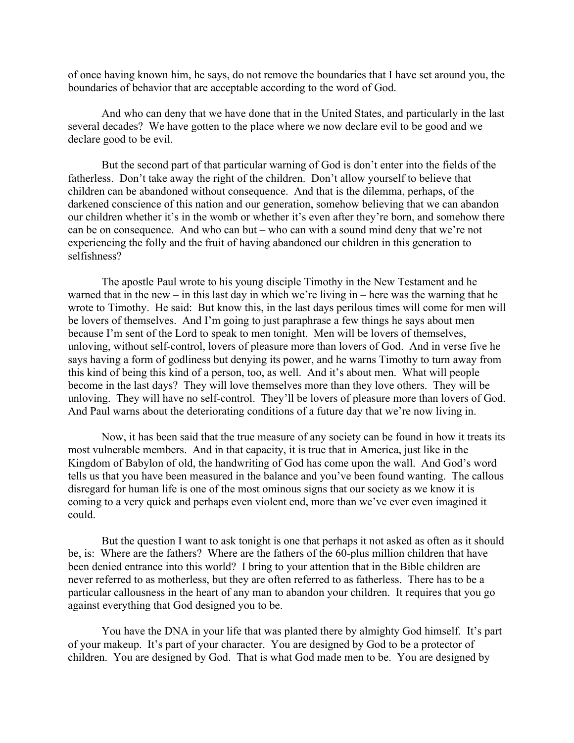of once having known him, he says, do not remove the boundaries that I have set around you, the boundaries of behavior that are acceptable according to the word of God.

And who can deny that we have done that in the United States, and particularly in the last several decades? We have gotten to the place where we now declare evil to be good and we declare good to be evil.

But the second part of that particular warning of God is don't enter into the fields of the fatherless. Don't take away the right of the children. Don't allow yourself to believe that children can be abandoned without consequence. And that is the dilemma, perhaps, of the darkened conscience of this nation and our generation, somehow believing that we can abandon our children whether it's in the womb or whether it's even after they're born, and somehow there can be on consequence. And who can but – who can with a sound mind deny that we're not experiencing the folly and the fruit of having abandoned our children in this generation to selfishness?

The apostle Paul wrote to his young disciple Timothy in the New Testament and he warned that in the new – in this last day in which we're living in – here was the warning that he wrote to Timothy. He said: But know this, in the last days perilous times will come for men will be lovers of themselves. And I'm going to just paraphrase a few things he says about men because I'm sent of the Lord to speak to men tonight. Men will be lovers of themselves, unloving, without self-control, lovers of pleasure more than lovers of God. And in verse five he says having a form of godliness but denying its power, and he warns Timothy to turn away from this kind of being this kind of a person, too, as well. And it's about men. What will people become in the last days? They will love themselves more than they love others. They will be unloving. They will have no self-control. They'll be lovers of pleasure more than lovers of God. And Paul warns about the deteriorating conditions of a future day that we're now living in.

Now, it has been said that the true measure of any society can be found in how it treats its most vulnerable members. And in that capacity, it is true that in America, just like in the Kingdom of Babylon of old, the handwriting of God has come upon the wall. And God's word tells us that you have been measured in the balance and you've been found wanting. The callous disregard for human life is one of the most ominous signs that our society as we know it is coming to a very quick and perhaps even violent end, more than we've ever even imagined it could.

But the question I want to ask tonight is one that perhaps it not asked as often as it should be, is: Where are the fathers? Where are the fathers of the 60-plus million children that have been denied entrance into this world? I bring to your attention that in the Bible children are never referred to as motherless, but they are often referred to as fatherless. There has to be a particular callousness in the heart of any man to abandon your children. It requires that you go against everything that God designed you to be.

You have the DNA in your life that was planted there by almighty God himself. It's part of your makeup. It's part of your character. You are designed by God to be a protector of children. You are designed by God. That is what God made men to be. You are designed by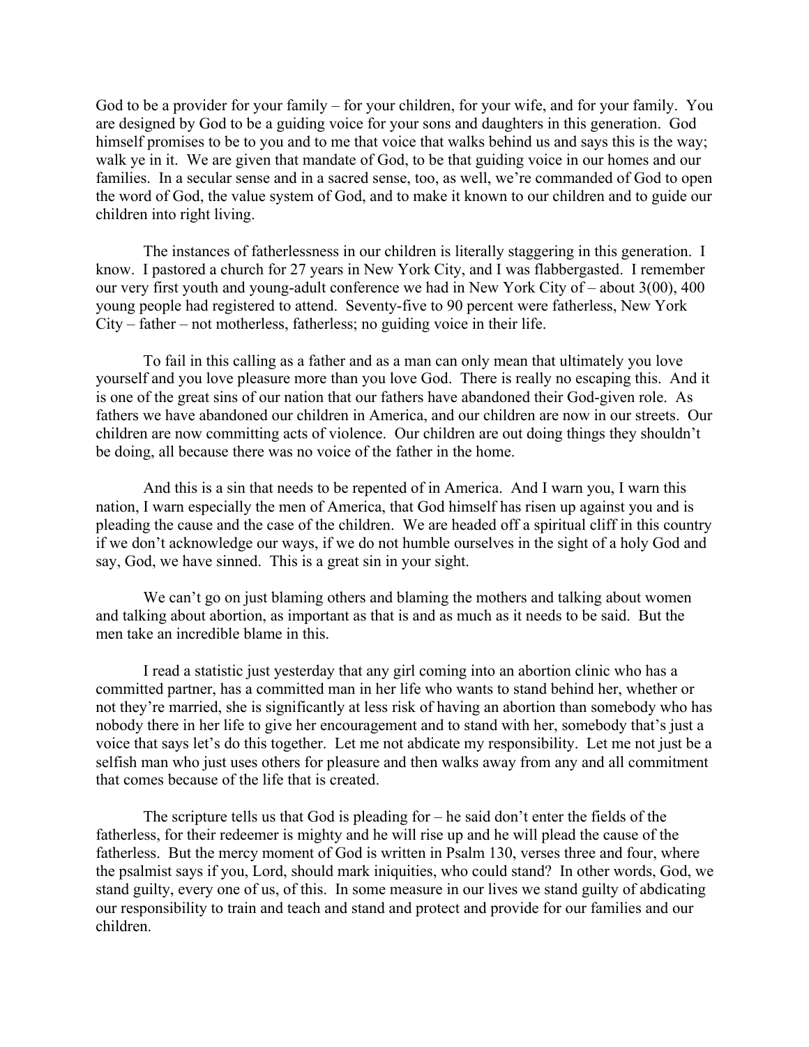God to be a provider for your family – for your children, for your wife, and for your family. You are designed by God to be a guiding voice for your sons and daughters in this generation. God himself promises to be to you and to me that voice that walks behind us and says this is the way; walk ye in it. We are given that mandate of God, to be that guiding voice in our homes and our families. In a secular sense and in a sacred sense, too, as well, we're commanded of God to open the word of God, the value system of God, and to make it known to our children and to guide our children into right living.

The instances of fatherlessness in our children is literally staggering in this generation. I know. I pastored a church for 27 years in New York City, and I was flabbergasted. I remember our very first youth and young-adult conference we had in New York City of – about 3(00), 400 young people had registered to attend. Seventy-five to 90 percent were fatherless, New York City – father – not motherless, fatherless; no guiding voice in their life.

To fail in this calling as a father and as a man can only mean that ultimately you love yourself and you love pleasure more than you love God. There is really no escaping this. And it is one of the great sins of our nation that our fathers have abandoned their God-given role. As fathers we have abandoned our children in America, and our children are now in our streets. Our children are now committing acts of violence. Our children are out doing things they shouldn't be doing, all because there was no voice of the father in the home.

And this is a sin that needs to be repented of in America. And I warn you, I warn this nation, I warn especially the men of America, that God himself has risen up against you and is pleading the cause and the case of the children. We are headed off a spiritual cliff in this country if we don't acknowledge our ways, if we do not humble ourselves in the sight of a holy God and say, God, we have sinned. This is a great sin in your sight.

We can't go on just blaming others and blaming the mothers and talking about women and talking about abortion, as important as that is and as much as it needs to be said. But the men take an incredible blame in this.

I read a statistic just yesterday that any girl coming into an abortion clinic who has a committed partner, has a committed man in her life who wants to stand behind her, whether or not they're married, she is significantly at less risk of having an abortion than somebody who has nobody there in her life to give her encouragement and to stand with her, somebody that's just a voice that says let's do this together. Let me not abdicate my responsibility. Let me not just be a selfish man who just uses others for pleasure and then walks away from any and all commitment that comes because of the life that is created.

The scripture tells us that God is pleading for – he said don't enter the fields of the fatherless, for their redeemer is mighty and he will rise up and he will plead the cause of the fatherless. But the mercy moment of God is written in Psalm 130, verses three and four, where the psalmist says if you, Lord, should mark iniquities, who could stand? In other words, God, we stand guilty, every one of us, of this. In some measure in our lives we stand guilty of abdicating our responsibility to train and teach and stand and protect and provide for our families and our children.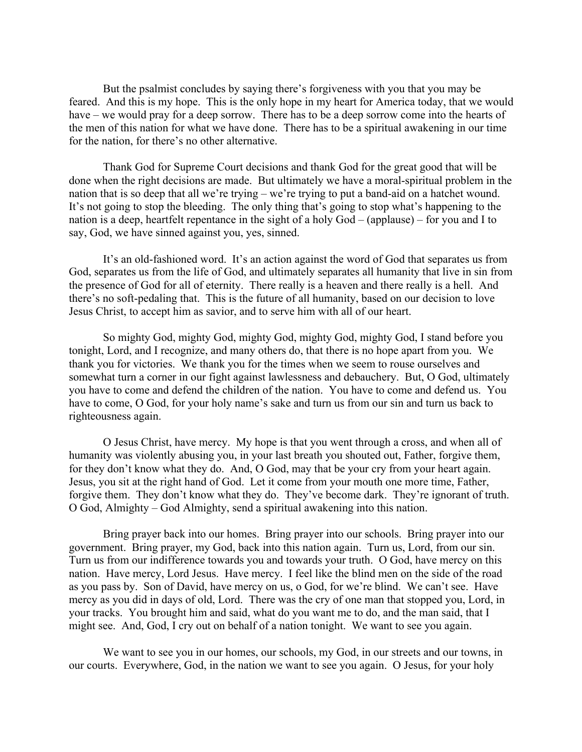But the psalmist concludes by saying there's forgiveness with you that you may be feared. And this is my hope. This is the only hope in my heart for America today, that we would have – we would pray for a deep sorrow. There has to be a deep sorrow come into the hearts of the men of this nation for what we have done. There has to be a spiritual awakening in our time for the nation, for there's no other alternative.

Thank God for Supreme Court decisions and thank God for the great good that will be done when the right decisions are made. But ultimately we have a moral-spiritual problem in the nation that is so deep that all we're trying – we're trying to put a band-aid on a hatchet wound. It's not going to stop the bleeding. The only thing that's going to stop what's happening to the nation is a deep, heartfelt repentance in the sight of a holy God – (applause) – for you and I to say, God, we have sinned against you, yes, sinned.

It's an old-fashioned word. It's an action against the word of God that separates us from God, separates us from the life of God, and ultimately separates all humanity that live in sin from the presence of God for all of eternity. There really is a heaven and there really is a hell. And there's no soft-pedaling that. This is the future of all humanity, based on our decision to love Jesus Christ, to accept him as savior, and to serve him with all of our heart.

So mighty God, mighty God, mighty God, mighty God, mighty God, I stand before you tonight, Lord, and I recognize, and many others do, that there is no hope apart from you. We thank you for victories. We thank you for the times when we seem to rouse ourselves and somewhat turn a corner in our fight against lawlessness and debauchery. But, O God, ultimately you have to come and defend the children of the nation. You have to come and defend us. You have to come, O God, for your holy name's sake and turn us from our sin and turn us back to righteousness again.

O Jesus Christ, have mercy. My hope is that you went through a cross, and when all of humanity was violently abusing you, in your last breath you shouted out, Father, forgive them, for they don't know what they do. And, O God, may that be your cry from your heart again. Jesus, you sit at the right hand of God. Let it come from your mouth one more time, Father, forgive them. They don't know what they do. They've become dark. They're ignorant of truth. O God, Almighty – God Almighty, send a spiritual awakening into this nation.

Bring prayer back into our homes. Bring prayer into our schools. Bring prayer into our government. Bring prayer, my God, back into this nation again. Turn us, Lord, from our sin. Turn us from our indifference towards you and towards your truth. O God, have mercy on this nation. Have mercy, Lord Jesus. Have mercy. I feel like the blind men on the side of the road as you pass by. Son of David, have mercy on us, o God, for we're blind. We can't see. Have mercy as you did in days of old, Lord. There was the cry of one man that stopped you, Lord, in your tracks. You brought him and said, what do you want me to do, and the man said, that I might see. And, God, I cry out on behalf of a nation tonight. We want to see you again.

We want to see you in our homes, our schools, my God, in our streets and our towns, in our courts. Everywhere, God, in the nation we want to see you again. O Jesus, for your holy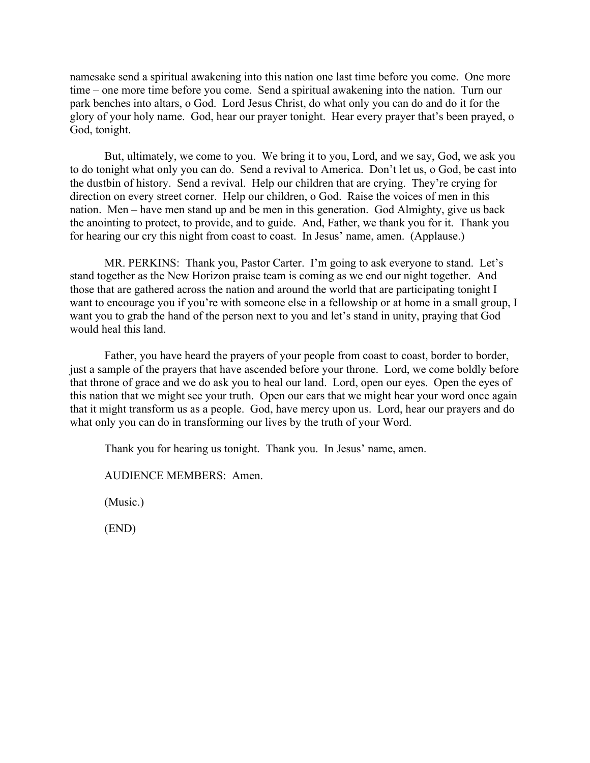namesake send a spiritual awakening into this nation one last time before you come. One more time – one more time before you come. Send a spiritual awakening into the nation. Turn our park benches into altars, o God. Lord Jesus Christ, do what only you can do and do it for the glory of your holy name. God, hear our prayer tonight. Hear every prayer that's been prayed, o God, tonight.

But, ultimately, we come to you. We bring it to you, Lord, and we say, God, we ask you to do tonight what only you can do. Send a revival to America. Don't let us, o God, be cast into the dustbin of history. Send a revival. Help our children that are crying. They're crying for direction on every street corner. Help our children, o God. Raise the voices of men in this nation. Men – have men stand up and be men in this generation. God Almighty, give us back the anointing to protect, to provide, and to guide. And, Father, we thank you for it. Thank you for hearing our cry this night from coast to coast. In Jesus' name, amen. (Applause.)

MR. PERKINS: Thank you, Pastor Carter. I'm going to ask everyone to stand. Let's stand together as the New Horizon praise team is coming as we end our night together. And those that are gathered across the nation and around the world that are participating tonight I want to encourage you if you're with someone else in a fellowship or at home in a small group, I want you to grab the hand of the person next to you and let's stand in unity, praying that God would heal this land.

Father, you have heard the prayers of your people from coast to coast, border to border, just a sample of the prayers that have ascended before your throne. Lord, we come boldly before that throne of grace and we do ask you to heal our land. Lord, open our eyes. Open the eyes of this nation that we might see your truth. Open our ears that we might hear your word once again that it might transform us as a people. God, have mercy upon us. Lord, hear our prayers and do what only you can do in transforming our lives by the truth of your Word.

Thank you for hearing us tonight. Thank you. In Jesus' name, amen.

AUDIENCE MEMBERS: Amen.

(Music.)

(END)